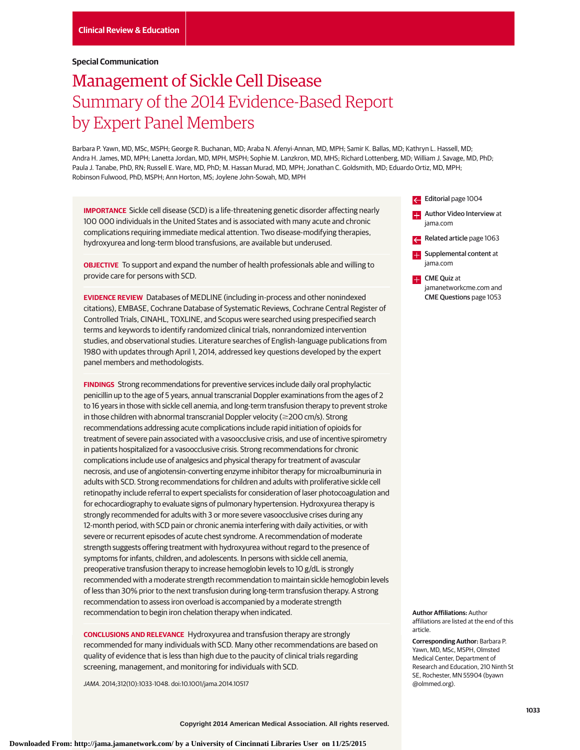Clinical Review & Education

**Special Communication**

# Management of Sickle Cell Disease
## Summary of the 2014 Evidence-Based Report by Expert Panel Members

Barbara P. Yawn, MD, MSc, MSPH; George R. Buchanan, MD; Araba N. Afenyi-Annan, MD, MPH; Samir K. Ballas, MD; Kathryn L. Hassell, MD; Andra H. James, MD, MPH; Lanetta Jordan, MD, MPH, MSPH; Sophie M. Lanzkron, MD, MHS; Richard Lottenberg, MD; William J. Savage, MD, PhD; Paula J. Tanabe, PhD, RN; Russell E. Ware, MD, PhD; M. Hassan Murad, MD, MPH; Jonathan C. Goldsmith, MD; Eduardo Ortiz, MD, MPH; Robinson Fulwood, PhD, MSPH; Ann Horton, MS; Joylene John-Sowah, MD, MPH

**IMPORTANCE** Sickle cell disease (SCD) is a life-threatening genetic disorder affecting nearly 100 000 individuals in the United States and is associated with many acute and chronic complications requiring immediate medical attention. Two disease-modifying therapies, hydroxyurea and long-term blood transfusions, are available but underused.

**OBJECTIVE** To support and expand the number of health professionals able and willing to provide care for persons with SCD.

**EVIDENCE REVIEW** Databases of MEDLINE (including in-process and other nonindexed citations), EMBASE, Cochrane Database of Systematic Reviews, Cochrane Central Register of Controlled Trials, CINAHL, TOXLINE, and Scopus were searched using prespecified search terms and keywords to identify randomized clinical trials, nonrandomized intervention studies, and observational studies. Literature searches of English-language publications from 1980 with updates through April 1, 2014, addressed key questions developed by the expert panel members and methodologists.

**FINDINGS** Strong recommendations for preventive services include daily oral prophylactic penicillin up to the age of 5 years, annual transcranial Doppler examinations from the ages of 2 to 16 years in those with sickle cell anemia, and long-term transfusion therapy to prevent stroke in those children with abnormal transcranial Doppler velocity (≥200 cm/s). Strong recommendations addressing acute complications include rapid initiation of opioids for treatment of severe pain associated with a vasoocclusive crisis, and use of incentive spirometry in patients hospitalized for a vasoocclusive crisis. Strong recommendations for chronic complications include use of analgesics and physical therapy for treatment of avascular necrosis, and use of angiotensin-converting enzyme inhibitor therapy for microalbuminuria in adults with SCD. Strong recommendations for children and adults with proliferative sickle cell retinopathy include referral to expert specialists for consideration of laser photocoagulation and for echocardiography to evaluate signs of pulmonary hypertension. Hydroxyurea therapy is strongly recommended for adults with 3 or more severe vasoocclusive crises during any 12-month period, with SCD pain or chronic anemia interfering with daily activities, or with severe or recurrent episodes of acute chest syndrome. A recommendation of moderate strength suggests offering treatment with hydroxyurea without regard to the presence of symptoms for infants, children, and adolescents. In persons with sickle cell anemia, preoperative transfusion therapy to increase hemoglobin levels to 10 g/dL is strongly recommended with a moderate strength recommendation to maintain sickle hemoglobin levels of less than 30% prior to the next transfusion during long-term transfusion therapy. A strong recommendation to assess iron overload is accompanied by a moderate strength recommendation to begin iron chelation therapy when indicated.

**CONCLUSIONS AND RELEVANCE** Hydroxyurea and transfusion therapy are strongly recommended for many individuals with SCD. Many other recommendations are based on quality of evidence that is less than high due to the paucity of clinical trials regarding screening, management, and monitoring for individuals with SCD.

*JAMA*. 2014;312(10):1033-1048. doi:10.1001/jama.2014.10517

Editorial page 1004

Author Video Interview at jama.com

Related article page 1063

Supplemental content at jama.com

CME Quiz at jamanetworkcme.com and CME Questions page 1053

**Author Affiliations:** Author affiliations are listed at the end of this article.

**Corresponding Author:** Barbara P. Yawn, MD, MSc, MSPH, Olmsted Medical Center, Department of Research and Education, 210 Ninth St SE, Rochester, MN 55904 (byawn@olmmed.org).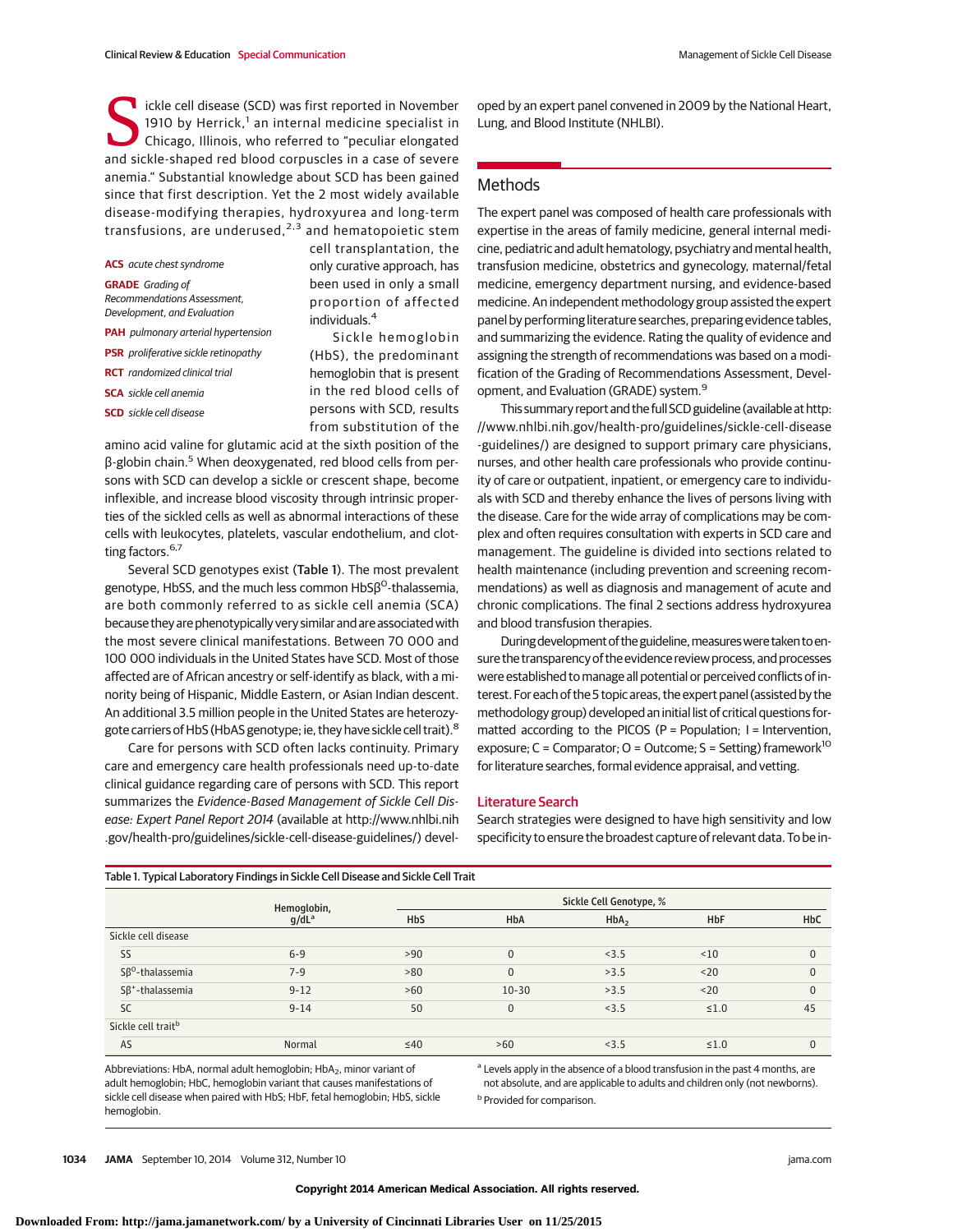Sickle cell disease (SCD) was first reported in November 1910 by Herrick,[1] an internal medicine specialist in Chicago, Illinois, who referred to "peculiar elongated and sickle-shaped red blood corpuscles in a case of severe anemia." Substantial knowledge about SCD has been gained since that first description. Yet the 2 most widely available disease-modifying therapies, hydroxyurea and long-term transfusions, are underused,[2,3] and hematopoietic stem cell transplantation, the only curative approach, has been used in only a small proportion of affected individuals.[4]

**ACS** *acute chest syndrome*
**GRADE** *Grading of Recommendations Assessment, Development, and Evaluation*
**PAH** *pulmonary arterial hypertension*
**PSR** *proliferative sickle retinopathy*
**RCT** *randomized clinical trial*
**SCA** *sickle cell anemia*
**SCD** *sickle cell disease*

Sickle hemoglobin (HbS), the predominant hemoglobin that is present in the red blood cells of persons with SCD, results from substitution of the amino acid valine for glutamic acid at the sixth position of the β-globin chain.[5] When deoxygenated, red blood cells from persons with SCD can develop a sickle or crescent shape, become inflexible, and increase blood viscosity through intrinsic properties of the sickled cells as well as abnormal interactions of these cells with leukocytes, platelets, vascular endothelium, and clotting factors.[6,7]

Several SCD genotypes exist (Table 1). The most prevalent genotype, HbSS, and the much less common HbSβ$^{0}$-thalassemia, are both commonly referred to as sickle cell anemia (SCA) because they are phenotypically very similar and are associated with the most severe clinical manifestations. Between 70 000 and 100 000 individuals in the United States have SCD. Most of those affected are of African ancestry or self-identify as black, with a minority being of Hispanic, Middle Eastern, or Asian Indian descent. An additional 3.5 million people in the United States are heterozygote carriers of HbS (HbAS genotype; ie, they have sickle cell trait).[8]

Care for persons with SCD often lacks continuity. Primary care and emergency care health professionals need up-to-date clinical guidance regarding care of persons with SCD. This report summarizes the *Evidence-Based Management of Sickle Cell Disease: Expert Panel Report 2014* (available at http://www.nhlbi.nih.gov/health-pro/guidelines/sickle-cell-disease-guidelines/) developed by an expert panel convened in 2009 by the National Heart, Lung, and Blood Institute (NHLBI).

## Methods

The expert panel was composed of health care professionals with expertise in the areas of family medicine, general internal medicine, pediatric and adult hematology, psychiatry and mental health, transfusion medicine, obstetrics and gynecology, maternal/fetal medicine, emergency department nursing, and evidence-based medicine. An independent methodology group assisted the expert panel by performing literature searches, preparing evidence tables, and summarizing the evidence. Rating the quality of evidence and assigning the strength of recommendations was based on a modification of the Grading of Recommendations Assessment, Development, and Evaluation (GRADE) system.[9]

This summary report and the full SCD guideline (available at http://www.nhlbi.nih.gov/health-pro/guidelines/sickle-cell-disease-guidelines/) are designed to support primary care physicians, nurses, and other health care professionals who provide continuity of care or outpatient, inpatient, or emergency care to individuals with SCD and thereby enhance the lives of persons living with the disease. Care for the wide array of complications may be complex and often requires consultation with experts in SCD care and management. The guideline is divided into sections related to health maintenance (including prevention and screening recommendations) as well as diagnosis and management of acute and chronic complications. The final 2 sections address hydroxyurea and blood transfusion therapies.

During development of the guideline, measures were taken to ensure the transparency of the evidence review process, and processes were established to manage all potential or perceived conflicts of interest. For each of the 5 topic areas, the expert panel (assisted by the methodology group) developed an initial list of critical questions formatted according to the PICOS (P = Population; I = Intervention, exposure; C = Comparator; O = Outcome; S = Setting) framework[10] for literature searches, formal evidence appraisal, and vetting.

### Literature Search

Search strategies were designed to have high sensitivity and low specificity to ensure the broadest capture of relevant data. To be in-

Table 1. Typical Laboratory Findings in Sickle Cell Disease and Sickle Cell Trait

| | Hemoglobin, g/dL[a] | Sickle Cell Genotype, % | | | | |
|---|---|---|---|---|---|---|
| | | HbS | HbA | $HbA_2$ | HbF | HbC |
| Sickle cell disease | | | | | | |
| SS | 6-9 | >90 | 0 | <3.5 | <10 | 0 |
| Sβ$^{0}$-thalassemia | 7-9 | >80 | 0 | >3.5 | <20 | 0 |
| Sβ$^{+}$-thalassemia | 9-12 | >60 | 10-30 | >3.5 | <20 | 0 |
| SC | 9-14 | 50 | 0 | <3.5 | ≤1.0 | 45 |
| Sickle cell trait[b] | | | | | | |
| AS | Normal | ≤40 | >60 | <3.5 | ≤1.0 | 0 |

Abbreviations: HbA, normal adult hemoglobin; $HbA_2$, minor variant of adult hemoglobin; HbC, hemoglobin variant that causes manifestations of sickle cell disease when paired with HbS; HbF, fetal hemoglobin; HbS, sickle hemoglobin.

[a] Levels apply in the absence of a blood transfusion in the past 4 months, are not absolute, and are applicable to adults and children only (not newborns).

[b] Provided for comparison.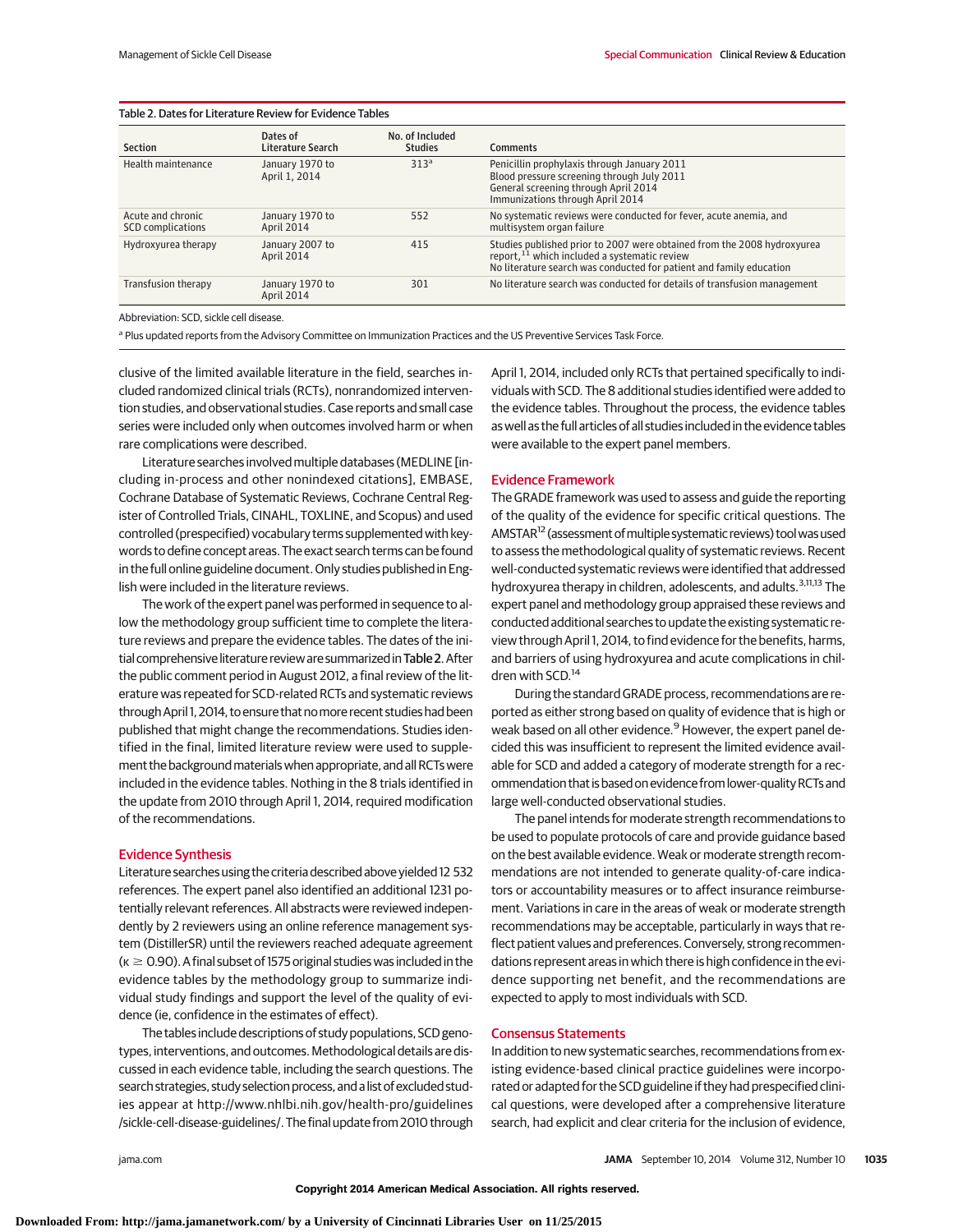Table 2. Dates for Literature Review for Evidence Tables

| Section | Dates of Literature Search | No. of Included Studies | Comments |
|---|---|---|---|
| Health maintenance | January 1970 to April 1, 2014 | 313[a] | Penicillin prophylaxis through January 2011<br>Blood pressure screening through July 2011<br>General screening through April 2014<br>Immunizations through April 2014 |
| Acute and chronic SCD complications | January 1970 to April 2014 | 552 | No systematic reviews were conducted for fever, acute anemia, and multisystem organ failure |
| Hydroxyurea therapy | January 2007 to April 2014 | 415 | Studies published prior to 2007 were obtained from the 2008 hydroxyurea report,[11] which included a systematic review<br>No literature search was conducted for patient and family education |
| Transfusion therapy | January 1970 to April 2014 | 301 | No literature search was conducted for details of transfusion management |

Abbreviation: SCD, sickle cell disease.

[a] Plus updated reports from the Advisory Committee on Immunization Practices and the US Preventive Services Task Force.

clusive of the limited available literature in the field, searches included randomized clinical trials (RCTs), nonrandomized intervention studies, and observational studies. Case reports and small case series were included only when outcomes involved harm or when rare complications were described.

Literature searches involved multiple databases (MEDLINE [including in-process and other nonindexed citations], EMBASE, Cochrane Database of Systematic Reviews, Cochrane Central Register of Controlled Trials, CINAHL, TOXLINE, and Scopus) and used controlled (prespecified) vocabulary terms supplemented with keywords to define concept areas. The exact search terms can be found in the full online guideline document. Only studies published in English were included in the literature reviews.

The work of the expert panel was performed in sequence to allow the methodology group sufficient time to complete the literature reviews and prepare the evidence tables. The dates of the initial comprehensive literature review are summarized in **Table 2**. After the public comment period in August 2012, a final review of the literature was repeated for SCD-related RCTs and systematic reviews through April 1, 2014, to ensure that no more recent studies had been published that might change the recommendations. Studies identified in the final, limited literature review were used to supplement the background materials when appropriate, and all RCTs were included in the evidence tables. Nothing in the 8 trials identified in the update from 2010 through April 1, 2014, required modification of the recommendations.

## Evidence Synthesis

Literature searches using the criteria described above yielded 12 532 references. The expert panel also identified an additional 1231 potentially relevant references. All abstracts were reviewed independently by 2 reviewers using an online reference management system (DistillerSR) until the reviewers reached adequate agreement ($\kappa \geq 0.90$). A final subset of 1575 original studies was included in the evidence tables by the methodology group to summarize individual study findings and support the level of the quality of evidence (ie, confidence in the estimates of effect).

The tables include descriptions of study populations, SCD genotypes, interventions, and outcomes. Methodological details are discussed in each evidence table, including the search questions. The search strategies, study selection process, and a list of excluded studies appear at http://www.nhlbi.nih.gov/health-pro/guidelines/sickle-cell-disease-guidelines/. The final update from 2010 through April 1, 2014, included only RCTs that pertained specifically to individuals with SCD. The 8 additional studies identified were added to the evidence tables. Throughout the process, the evidence tables as well as the full articles of all studies included in the evidence tables were available to the expert panel members.

## Evidence Framework

The GRADE framework was used to assess and guide the reporting of the quality of the evidence for specific critical questions. The AMSTAR[12] (assessment of multiple systematic reviews) tool was used to assess the methodological quality of systematic reviews. Recent well-conducted systematic reviews were identified that addressed hydroxyurea therapy in children, adolescents, and adults.[3,11,13] The expert panel and methodology group appraised these reviews and conducted additional searches to update the existing systematic review through April 1, 2014, to find evidence for the benefits, harms, and barriers of using hydroxyurea and acute complications in children with SCD.[14]

During the standard GRADE process, recommendations are reported as either strong based on quality of evidence that is high or weak based on all other evidence.[9] However, the expert panel decided this was insufficient to represent the limited evidence available for SCD and added a category of moderate strength for a recommendation that is based on evidence from lower-quality RCTs and large well-conducted observational studies.

The panel intends for moderate strength recommendations to be used to populate protocols of care and provide guidance based on the best available evidence. Weak or moderate strength recommendations are not intended to generate quality-of-care indicators or accountability measures or to affect insurance reimbursement. Variations in care in the areas of weak or moderate strength recommendations may be acceptable, particularly in ways that reflect patient values and preferences. Conversely, strong recommendations represent areas in which there is high confidence in the evidence supporting net benefit, and the recommendations are expected to apply to most individuals with SCD.

## Consensus Statements

In addition to new systematic searches, recommendations from existing evidence-based clinical practice guidelines were incorporated or adapted for the SCD guideline if they had prespecified clinical questions, were developed after a comprehensive literature search, had explicit and clear criteria for the inclusion of evidence,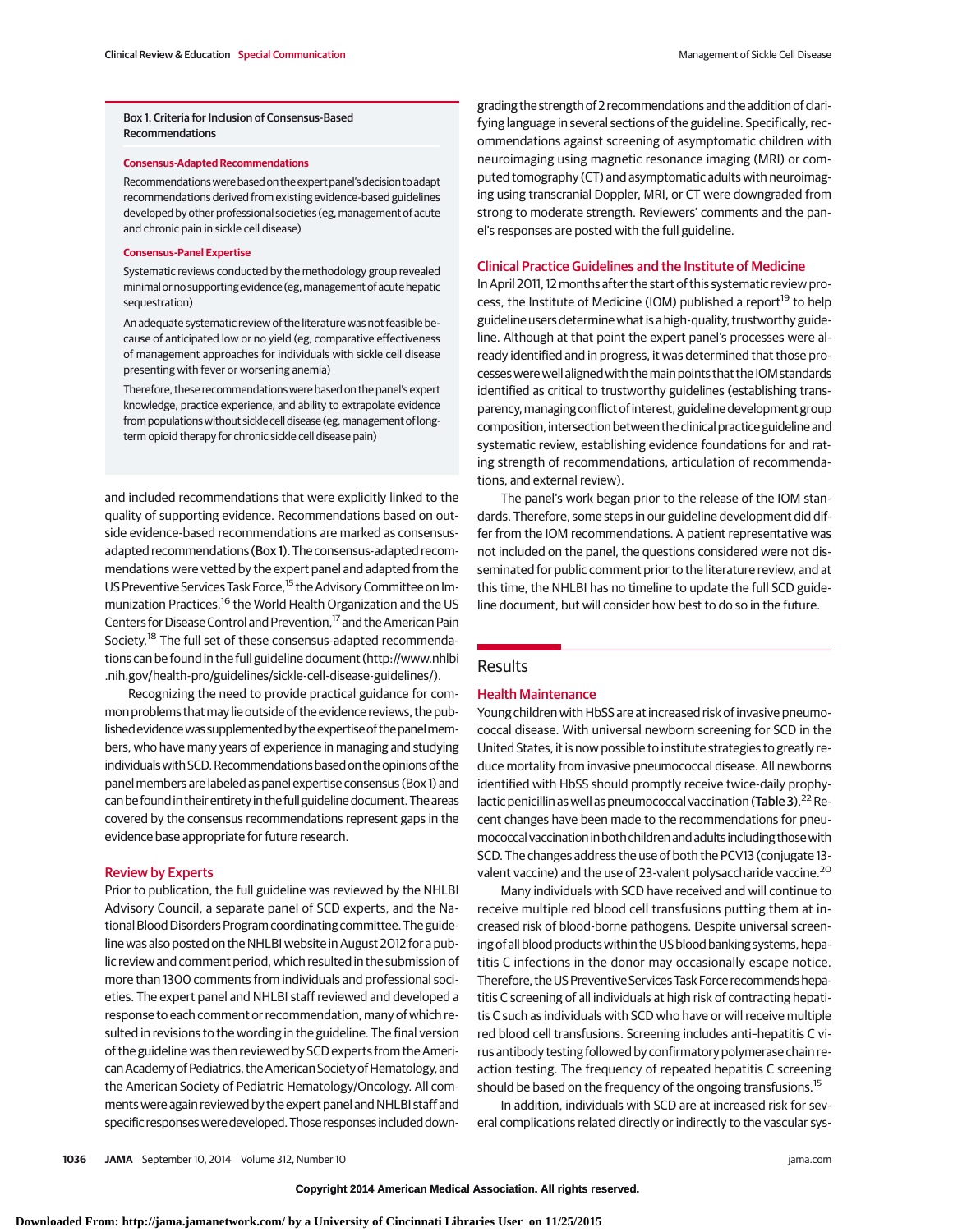**Box 1. Criteria for Inclusion of Consensus-Based Recommendations**

**Consensus-Adapted Recommendations**

Recommendations were based on the expert panel's decision to adapt recommendations derived from existing evidence-based guidelines developed by other professional societies (eg, management of acute and chronic pain in sickle cell disease)

**Consensus-Panel Expertise**

Systematic reviews conducted by the methodology group revealed minimal or no supporting evidence (eg, management of acute hepatic sequestration)

An adequate systematic review of the literature was not feasible because of anticipated low or no yield (eg, comparative effectiveness of management approaches for individuals with sickle cell disease presenting with fever or worsening anemia)

Therefore, these recommendations were based on the panel's expert knowledge, practice experience, and ability to extrapolate evidence from populations without sickle cell disease (eg, management of long-term opioid therapy for chronic sickle cell disease pain)

and included recommendations that were explicitly linked to the quality of supporting evidence. Recommendations based on outside evidence-based recommendations are marked as consensus-adapted recommendations (Box 1). The consensus-adapted recommendations were vetted by the expert panel and adapted from the US Preventive Services Task Force,[15] the Advisory Committee on Immunization Practices,[16] the World Health Organization and the US Centers for Disease Control and Prevention,[17] and the American Pain Society.[18] The full set of these consensus-adapted recommendations can be found in the full guideline document (http://www.nhlbi.nih.gov/health-pro/guidelines/sickle-cell-disease-guidelines/).

Recognizing the need to provide practical guidance for common problems that may lie outside of the evidence reviews, the published evidence was supplemented by the expertise of the panel members, who have many years of experience in managing and studying individuals with SCD. Recommendations based on the opinions of the panel members are labeled as panel expertise consensus (Box 1) and can be found in their entirety in the full guideline document. The areas covered by the consensus recommendations represent gaps in the evidence base appropriate for future research.

### Review by Experts

Prior to publication, the full guideline was reviewed by the NHLBI Advisory Council, a separate panel of SCD experts, and the National Blood Disorders Program coordinating committee. The guideline was also posted on the NHLBI website in August 2012 for a public review and comment period, which resulted in the submission of more than 1300 comments from individuals and professional societies. The expert panel and NHLBI staff reviewed and developed a response to each comment or recommendation, many of which resulted in revisions to the wording in the guideline. The final version of the guideline was then reviewed by SCD experts from the American Academy of Pediatrics, the American Society of Hematology, and the American Society of Pediatric Hematology/Oncology. All comments were again reviewed by the expert panel and NHLBI staff and specific responses were developed. Those responses included downgrading the strength of 2 recommendations and the addition of clarifying language in several sections of the guideline. Specifically, recommendations against screening of asymptomatic children with neuroimaging using magnetic resonance imaging (MRI) or computed tomography (CT) and asymptomatic adults with neuroimaging using transcranial Doppler, MRI, or CT were downgraded from strong to moderate strength. Reviewers' comments and the panel's responses are posted with the full guideline.

### Clinical Practice Guidelines and the Institute of Medicine

In April 2011, 12 months after the start of this systematic review process, the Institute of Medicine (IOM) published a report[19] to help guideline users determine what is a high-quality, trustworthy guideline. Although at that point the expert panel's processes were already identified and in progress, it was determined that those processes were well aligned with the main points that the IOM standards identified as critical to trustworthy guidelines (establishing transparency, managing conflict of interest, guideline development group composition, intersection between the clinical practice guideline and systematic review, establishing evidence foundations for and rating strength of recommendations, articulation of recommendations, and external review).

The panel's work began prior to the release of the IOM standards. Therefore, some steps in our guideline development did differ from the IOM recommendations. A patient representative was not included on the panel, the questions considered were not disseminated for public comment prior to the literature review, and at this time, the NHLBI has no timeline to update the full SCD guideline document, but will consider how best to do so in the future.

## Results

### Health Maintenance

Young children with HbSS are at increased risk of invasive pneumococcal disease. With universal newborn screening for SCD in the United States, it is now possible to institute strategies to greatly reduce mortality from invasive pneumococcal disease. All newborns identified with HbSS should promptly receive twice-daily prophylactic penicillin as well as pneumococcal vaccination (Table 3).[22] Recent changes have been made to the recommendations for pneumococcal vaccination in both children and adults including those with SCD. The changes address the use of both the PCV13 (conjugate 13-valent vaccine) and the use of 23-valent polysaccharide vaccine.[20]

Many individuals with SCD have received and will continue to receive multiple red blood cell transfusions putting them at increased risk of blood-borne pathogens. Despite universal screening of all blood products within the US blood banking systems, hepatitis C infections in the donor may occasionally escape notice. Therefore, the US Preventive Services Task Force recommends hepatitis C screening of all individuals at high risk of contracting hepatitis C such as individuals with SCD who have or will receive multiple red blood cell transfusions. Screening includes anti–hepatitis C virus antibody testing followed by confirmatory polymerase chain reaction testing. The frequency of repeated hepatitis C screening should be based on the frequency of the ongoing transfusions.[15]

In addition, individuals with SCD are at increased risk for several complications related directly or indirectly to the vascular sys-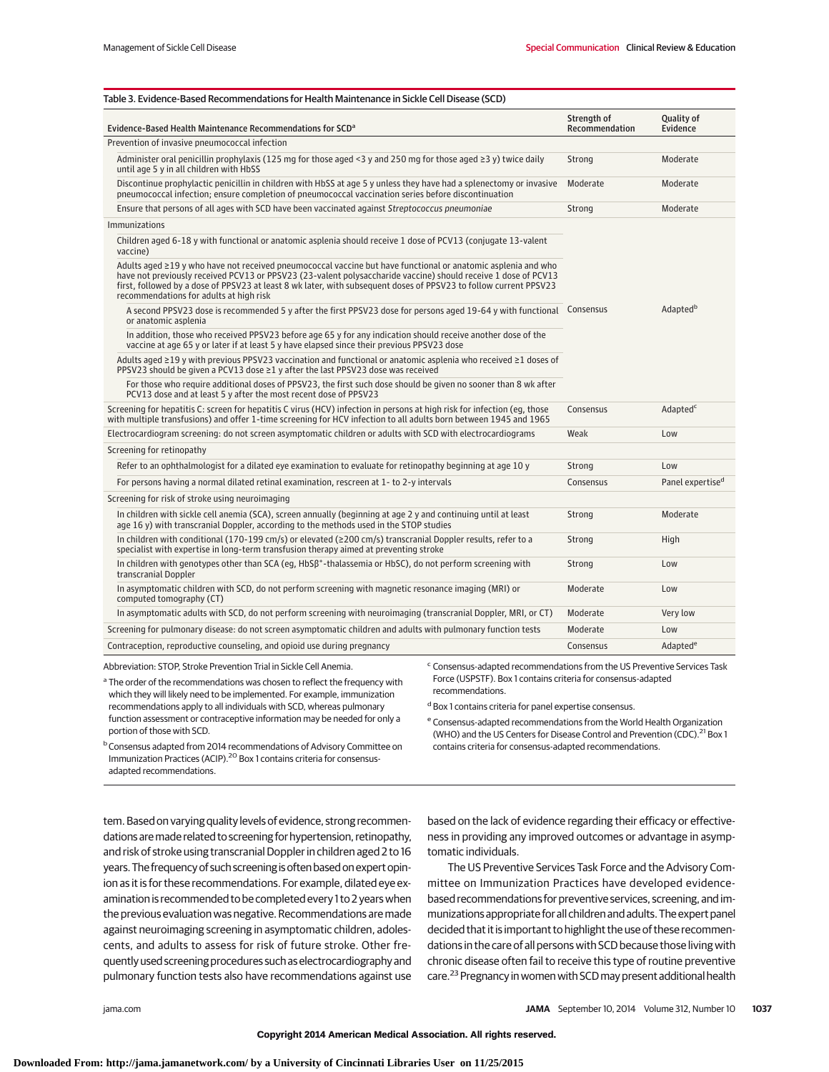Table 3. Evidence-Based Recommendations for Health Maintenance in Sickle Cell Disease (SCD)

| Evidence-Based Health Maintenance Recommendations for SCD[a] | Strength of Recommendation | Quality of Evidence |
|---|---|---|
| **Prevention of invasive pneumococcal infection** | | |
| Administer oral penicillin prophylaxis (125 mg for those aged <3 y and 250 mg for those aged ≥3 y) twice daily until age 5 y in all children with HbSS | Strong | Moderate |
| Discontinue prophylactic penicillin in children with HbSS at age 5 y unless they have had a splenectomy or invasive pneumococcal infection; ensure completion of pneumococcal vaccination series before discontinuation | Moderate | Moderate |
| Ensure that persons of all ages with SCD have been vaccinated against *Streptococcus pneumoniae* | Strong | Moderate |
| **Immunizations** | Consensus | Adapted[b] |
| Children aged 6-18 y with functional or anatomic asplenia should receive 1 dose of PCV13 (conjugate 13-valent vaccine) | | |
| Adults aged ≥19 y who have not received pneumococcal vaccine but have functional or anatomic asplenia and who have not previously received PCV13 or PPSV23 (23-valent polysaccharide vaccine) should receive 1 dose of PCV13 first, followed by a dose of PPSV23 at least 8 wk later, with subsequent doses of PPSV23 to follow current PPSV23 recommendations for adults at high risk | | |
| A second PPSV23 dose is recommended 5 y after the first PPSV23 dose for persons aged 19-64 y with functional or anatomic asplenia | | |
| In addition, those who received PPSV23 before age 65 y for any indication should receive another dose of the vaccine at age 65 y or later if at least 5 y have elapsed since their previous PPSV23 dose | | |
| Adults aged ≥19 y with previous PPSV23 vaccination and functional or anatomic asplenia who received ≥1 doses of PPSV23 should be given a PCV13 dose ≥1 y after the last PPSV23 dose was received | | |
| For those who require additional doses of PPSV23, the first such dose should be given no sooner than 8 wk after PCV13 dose and at least 5 y after the most recent dose of PPSV23 | | |
| Screening for hepatitis C: screen for hepatitis C virus (HCV) infection in persons at high risk for infection (eg, those with multiple transfusions) and offer 1-time screening for HCV infection to all adults born between 1945 and 1965 | Consensus | Adapted[c] |
| Electrocardiogram screening: do not screen asymptomatic children or adults with SCD with electrocardiograms | Weak | Low |
| **Screening for retinopathy** | | |
| Refer to an ophthalmologist for a dilated eye examination to evaluate for retinopathy beginning at age 10 y | Strong | Low |
| For persons having a normal dilated retinal examination, rescreen at 1- to 2-y intervals | Consensus | Panel expertise[d] |
| **Screening for risk of stroke using neuroimaging** | | |
| In children with sickle cell anemia (SCA), screen annually (beginning at age 2 y and continuing until at least age 16 y) with transcranial Doppler, according to the methods used in the STOP studies | Strong | Moderate |
| In children with conditional (170-199 cm/s) or elevated (≥200 cm/s) transcranial Doppler results, refer to a specialist with expertise in long-term transfusion therapy aimed at preventing stroke | Strong | High |
| In children with genotypes other than SCA (eg, HbSβ$^{+}$-thalassemia or HbSC), do not perform screening with transcranial Doppler | Strong | Low |
| In asymptomatic children with SCD, do not perform screening with magnetic resonance imaging (MRI) or computed tomography (CT) | Moderate | Low |
| In asymptomatic adults with SCD, do not perform screening with neuroimaging (transcranial Doppler, MRI, or CT) | Moderate | Very low |
| Screening for pulmonary disease: do not screen asymptomatic children and adults with pulmonary function tests | Moderate | Low |
| Contraception, reproductive counseling, and opioid use during pregnancy | Consensus | Adapted[e] |

Abbreviation: STOP, Stroke Prevention Trial in Sickle Cell Anemia.

[a] The order of the recommendations was chosen to reflect the frequency with which they will likely need to be implemented. For example, immunization recommendations apply to all individuals with SCD, whereas pulmonary function assessment or contraceptive information may be needed for only a portion of those with SCD.

[b] Consensus adapted from 2014 recommendations of Advisory Committee on Immunization Practices (ACIP).[20] Box 1 contains criteria for consensus-adapted recommendations.

[c] Consensus-adapted recommendations from the US Preventive Services Task Force (USPSTF). Box 1 contains criteria for consensus-adapted recommendations.

[d] Box 1 contains criteria for panel expertise consensus.

[e] Consensus-adapted recommendations from the World Health Organization (WHO) and the US Centers for Disease Control and Prevention (CDC).[21] Box 1 contains criteria for consensus-adapted recommendations.

tem. Based on varying quality levels of evidence, strong recommendations are made related to screening for hypertension, retinopathy, and risk of stroke using transcranial Doppler in children aged 2 to 16 years. The frequency of such screening is often based on expert opinion as it is for these recommendations. For example, dilated eye examination is recommended to be completed every 1 to 2 years when the previous evaluation was negative. Recommendations are made against neuroimaging screening in asymptomatic children, adolescents, and adults to assess for risk of future stroke. Other frequently used screening procedures such as electrocardiography and pulmonary function tests also have recommendations against use based on the lack of evidence regarding their efficacy or effectiveness in providing any improved outcomes or advantage in asymptomatic individuals.

The US Preventive Services Task Force and the Advisory Committee on Immunization Practices have developed evidence-based recommendations for preventive services, screening, and immunizations appropriate for all children and adults. The expert panel decided that it is important to highlight the use of these recommendations in the care of all persons with SCD because those living with chronic disease often fail to receive this type of routine preventive care.[23] Pregnancy in women with SCD may present additional health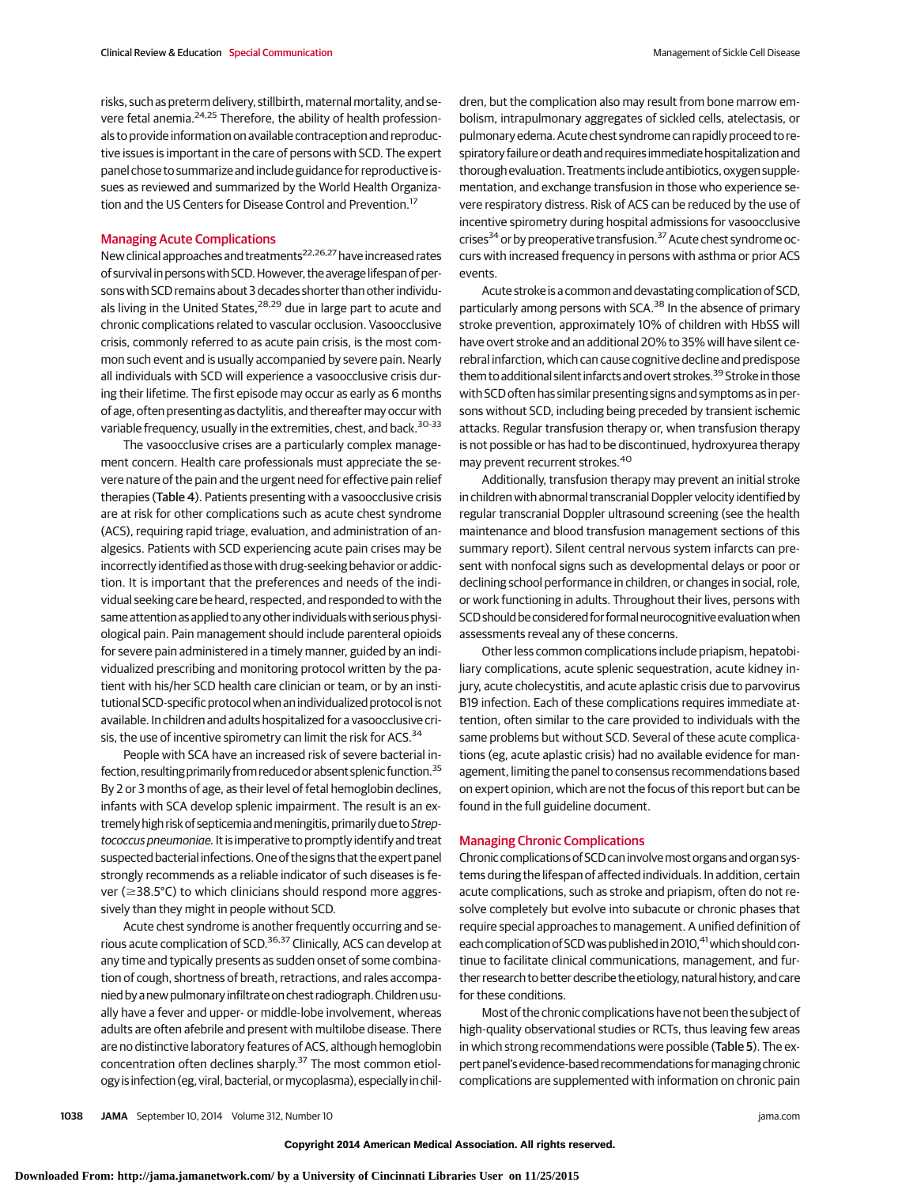risks, such as preterm delivery, stillbirth, maternal mortality, and severe fetal anemia.[24,25] Therefore, the ability of health professionals to provide information on available contraception and reproductive issues is important in the care of persons with SCD. The expert panel chose to summarize and include guidance for reproductive issues as reviewed and summarized by the World Health Organization and the US Centers for Disease Control and Prevention.[17]

## Managing Acute Complications

New clinical approaches and treatments[22,26,27] have increased rates of survival in persons with SCD. However, the average lifespan of persons with SCD remains about 3 decades shorter than other individuals living in the United States,[28,29] due in large part to acute and chronic complications related to vascular occlusion. Vasoocclusive crisis, commonly referred to as acute pain crisis, is the most common such event and is usually accompanied by severe pain. Nearly all individuals with SCD will experience a vasoocclusive crisis during their lifetime. The first episode may occur as early as 6 months of age, often presenting as dactylitis, and thereafter may occur with variable frequency, usually in the extremities, chest, and back.[30-33]

The vasoocclusive crises are a particularly complex management concern. Health care professionals must appreciate the severe nature of the pain and the urgent need for effective pain relief therapies (Table 4). Patients presenting with a vasoocclusive crisis are at risk for other complications such as acute chest syndrome (ACS), requiring rapid triage, evaluation, and administration of analgesics. Patients with SCD experiencing acute pain crises may be incorrectly identified as those with drug-seeking behavior or addiction. It is important that the preferences and needs of the individual seeking care be heard, respected, and responded to with the same attention as applied to any other individuals with serious physiological pain. Pain management should include parenteral opioids for severe pain administered in a timely manner, guided by an individualized prescribing and monitoring protocol written by the patient with his/her SCD health care clinician or team, or by an institutional SCD-specific protocol when an individualized protocol is not available. In children and adults hospitalized for a vasoocclusive crisis, the use of incentive spirometry can limit the risk for ACS.[34]

People with SCA have an increased risk of severe bacterial infection, resulting primarily from reduced or absent splenic function.[35] By 2 or 3 months of age, as their level of fetal hemoglobin declines, infants with SCA develop splenic impairment. The result is an extremely high risk of septicemia and meningitis, primarily due to *Streptococcus pneumoniae*. It is imperative to promptly identify and treat suspected bacterial infections. One of the signs that the expert panel strongly recommends as a reliable indicator of such diseases is fever (≥38.5°C) to which clinicians should respond more aggressively than they might in people without SCD.

Acute chest syndrome is another frequently occurring and serious acute complication of SCD.[36,37] Clinically, ACS can develop at any time and typically presents as sudden onset of some combination of cough, shortness of breath, retractions, and rales accompanied by a new pulmonary infiltrate on chest radiograph. Children usually have a fever and upper- or middle-lobe involvement, whereas adults are often afebrile and present with multilobe disease. There are no distinctive laboratory features of ACS, although hemoglobin concentration often declines sharply.[37] The most common etiology is infection (eg, viral, bacterial, or mycoplasma), especially in children, but the complication also may result from bone marrow embolism, intrapulmonary aggregates of sickled cells, atelectasis, or pulmonary edema. Acute chest syndrome can rapidly proceed to respiratory failure or death and requires immediate hospitalization and thorough evaluation. Treatments include antibiotics, oxygen supplementation, and exchange transfusion in those who experience severe respiratory distress. Risk of ACS can be reduced by the use of incentive spirometry during hospital admissions for vasoocclusive crises[34] or by preoperative transfusion.[37] Acute chest syndrome occurs with increased frequency in persons with asthma or prior ACS events.

Acute stroke is a common and devastating complication of SCD, particularly among persons with SCA.[38] In the absence of primary stroke prevention, approximately 10% of children with HbSS will have overt stroke and an additional 20% to 35% will have silent cerebral infarction, which can cause cognitive decline and predispose them to additional silent infarcts and overt strokes.[39] Stroke in those with SCD often has similar presenting signs and symptoms as in persons without SCD, including being preceded by transient ischemic attacks. Regular transfusion therapy or, when transfusion therapy is not possible or has had to be discontinued, hydroxyurea therapy may prevent recurrent strokes.[40]

Additionally, transfusion therapy may prevent an initial stroke in children with abnormal transcranial Doppler velocity identified by regular transcranial Doppler ultrasound screening (see the health maintenance and blood transfusion management sections of this summary report). Silent central nervous system infarcts can present with nonfocal signs such as developmental delays or poor or declining school performance in children, or changes in social, role, or work functioning in adults. Throughout their lives, persons with SCD should be considered for formal neurocognitive evaluation when assessments reveal any of these concerns.

Other less common complications include priapism, hepatobiliary complications, acute splenic sequestration, acute kidney injury, acute cholecystitis, and acute aplastic crisis due to parvovirus B19 infection. Each of these complications requires immediate attention, often similar to the care provided to individuals with the same problems but without SCD. Several of these acute complications (eg, acute aplastic crisis) had no available evidence for management, limiting the panel to consensus recommendations based on expert opinion, which are not the focus of this report but can be found in the full guideline document.

## Managing Chronic Complications

Chronic complications of SCD can involve most organs and organ systems during the lifespan of affected individuals. In addition, certain acute complications, such as stroke and priapism, often do not resolve completely but evolve into subacute or chronic phases that require special approaches to management. A unified definition of each complication of SCD was published in 2010,[41] which should continue to facilitate clinical communications, management, and further research to better describe the etiology, natural history, and care for these conditions.

Most of the chronic complications have not been the subject of high-quality observational studies or RCTs, thus leaving few areas in which strong recommendations were possible (Table 5). The expert panel's evidence-based recommendations for managing chronic complications are supplemented with information on chronic pain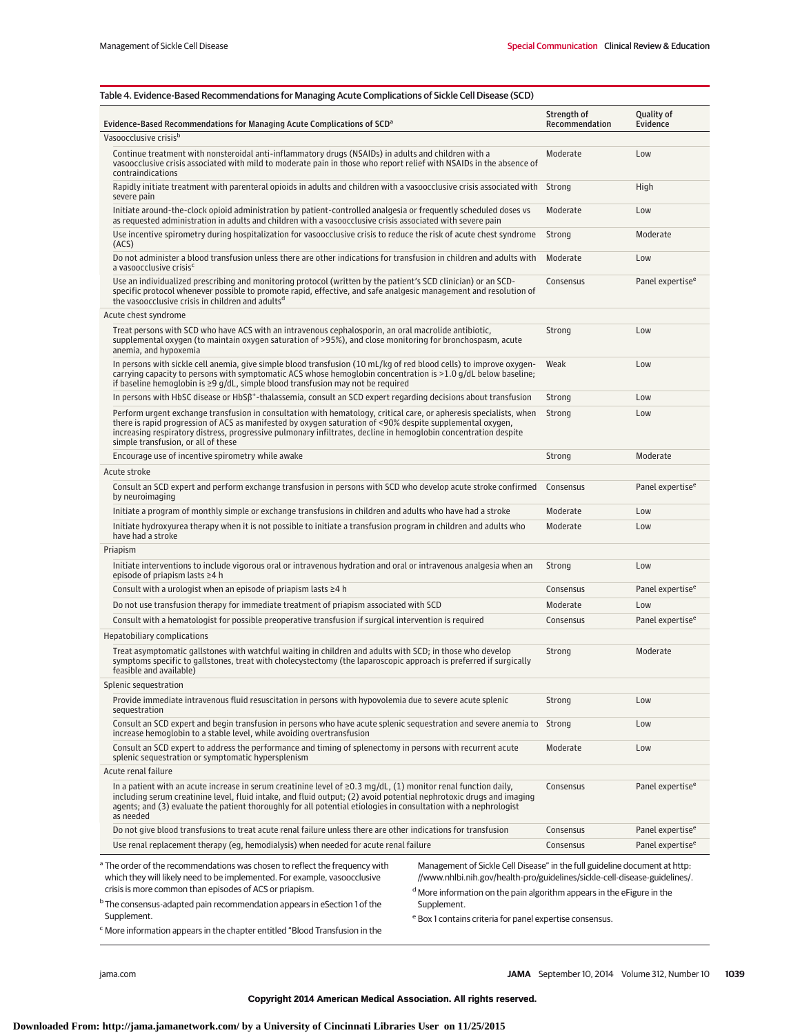Table 4. Evidence-Based Recommendations for Managing Acute Complications of Sickle Cell Disease (SCD)

| Evidence-Based Recommendations for Managing Acute Complications of SCD[a] | Strength of Recommendation | Quality of Evidence |
|---|---|---|
| **Vasoocclusive crisis[b]** | | |
| Continue treatment with nonsteroidal anti-inflammatory drugs (NSAIDs) in adults and children with a vasoocclusive crisis associated with mild to moderate pain in those who report relief with NSAIDs in the absence of contraindications | Moderate | Low |
| Rapidly initiate treatment with parenteral opioids in adults and children with a vasoocclusive crisis associated with severe pain | Strong | High |
| Initiate around-the-clock opioid administration by patient-controlled analgesia or frequently scheduled doses vs as requested administration in adults and children with a vasoocclusive crisis associated with severe pain | Moderate | Low |
| Use incentive spirometry during hospitalization for vasoocclusive crisis to reduce the risk of acute chest syndrome (ACS) | Strong | Moderate |
| Do not administer a blood transfusion unless there are other indications for transfusion in children and adults with a vasoocclusive crisis[c] | Moderate | Low |
| Use an individualized prescribing and monitoring protocol (written by the patient's SCD clinician) or an SCD-specific protocol whenever possible to promote rapid, effective, and safe analgesic management and resolution of the vasoocclusive crisis in children and adults[d] | Consensus | Panel expertise[e] |
| **Acute chest syndrome** | | |
| Treat persons with SCD who have ACS with an intravenous cephalosporin, an oral macrolide antibiotic, supplemental oxygen (to maintain oxygen saturation of >95%), and close monitoring for bronchospasm, acute anemia, and hypoxemia | Strong | Low |
| In persons with sickle cell anemia, give simple blood transfusion (10 mL/kg of red blood cells) to improve oxygen-carrying capacity to persons with symptomatic ACS whose hemoglobin concentration is >1.0 g/dL below baseline; if baseline hemoglobin is ≥9 g/dL, simple blood transfusion may not be required | Weak | Low |
| In persons with HbSC disease or HbSβ+-thalassemia, consult an SCD expert regarding decisions about transfusion | Strong | Low |
| Perform urgent exchange transfusion in consultation with hematology, critical care, or apheresis specialists, when there is rapid progression of ACS as manifested by oxygen saturation of <90% despite supplemental oxygen, increasing respiratory distress, progressive pulmonary infiltrates, decline in hemoglobin concentration despite simple transfusion, or all of these | Strong | Low |
| Encourage use of incentive spirometry while awake | Strong | Moderate |
| **Acute stroke** | | |
| Consult an SCD expert and perform exchange transfusion in persons with SCD who develop acute stroke confirmed by neuroimaging | Consensus | Panel expertise[e] |
| Initiate a program of monthly simple or exchange transfusions in children and adults who have had a stroke | Moderate | Low |
| Initiate hydroxyurea therapy when it is not possible to initiate a transfusion program in children and adults who have had a stroke | Moderate | Low |
| **Priapism** | | |
| Initiate interventions to include vigorous oral or intravenous hydration and oral or intravenous analgesia when an episode of priapism lasts ≥4 h | Strong | Low |
| Consult with a urologist when an episode of priapism lasts ≥4 h | Consensus | Panel expertise[e] |
| Do not use transfusion therapy for immediate treatment of priapism associated with SCD | Moderate | Low |
| Consult with a hematologist for possible preoperative transfusion if surgical intervention is required | Consensus | Panel expertise[e] |
| **Hepatobiliary complications** | | |
| Treat asymptomatic gallstones with watchful waiting in children and adults with SCD; in those who develop symptoms specific to gallstones, treat with cholecystectomy (the laparoscopic approach is preferred if surgically feasible and available) | Strong | Moderate |
| **Splenic sequestration** | | |
| Provide immediate intravenous fluid resuscitation in persons with hypovolemia due to severe acute splenic sequestration | Strong | Low |
| Consult an SCD expert and begin transfusion in persons who have acute splenic sequestration and severe anemia to increase hemoglobin to a stable level, while avoiding overtransfusion | Strong | Low |
| Consult an SCD expert to address the performance and timing of splenectomy in persons with recurrent acute splenic sequestration or symptomatic hypersplenism | Moderate | Low |
| **Acute renal failure** | | |
| In a patient with an acute increase in serum creatinine level of ≥0.3 mg/dL, (1) monitor renal function daily, including serum creatinine level, fluid intake, and fluid output; (2) avoid potential nephrotoxic drugs and imaging agents; and (3) evaluate the patient thoroughly for all potential etiologies in consultation with a nephrologist as needed | Consensus | Panel expertise[e] |
| Do not give blood transfusions to treat acute renal failure unless there are other indications for transfusion | Consensus | Panel expertise[e] |
| Use renal replacement therapy (eg, hemodialysis) when needed for acute renal failure | Consensus | Panel expertise[e] |

[a] The order of the recommendations was chosen to reflect the frequency with which they will likely need to be implemented. For example, vasoocclusive crisis is more common than episodes of ACS or priapism.

[b] The consensus-adapted pain recommendation appears in eSection 1 of the Supplement.

[c] More information appears in the chapter entitled "Blood Transfusion in the Management of Sickle Cell Disease" in the full guideline document at http://www.nhlbi.nih.gov/health-pro/guidelines/sickle-cell-disease-guidelines/.

[d] More information on the pain algorithm appears in the eFigure in the Supplement.

[e] Box 1 contains criteria for panel expertise consensus.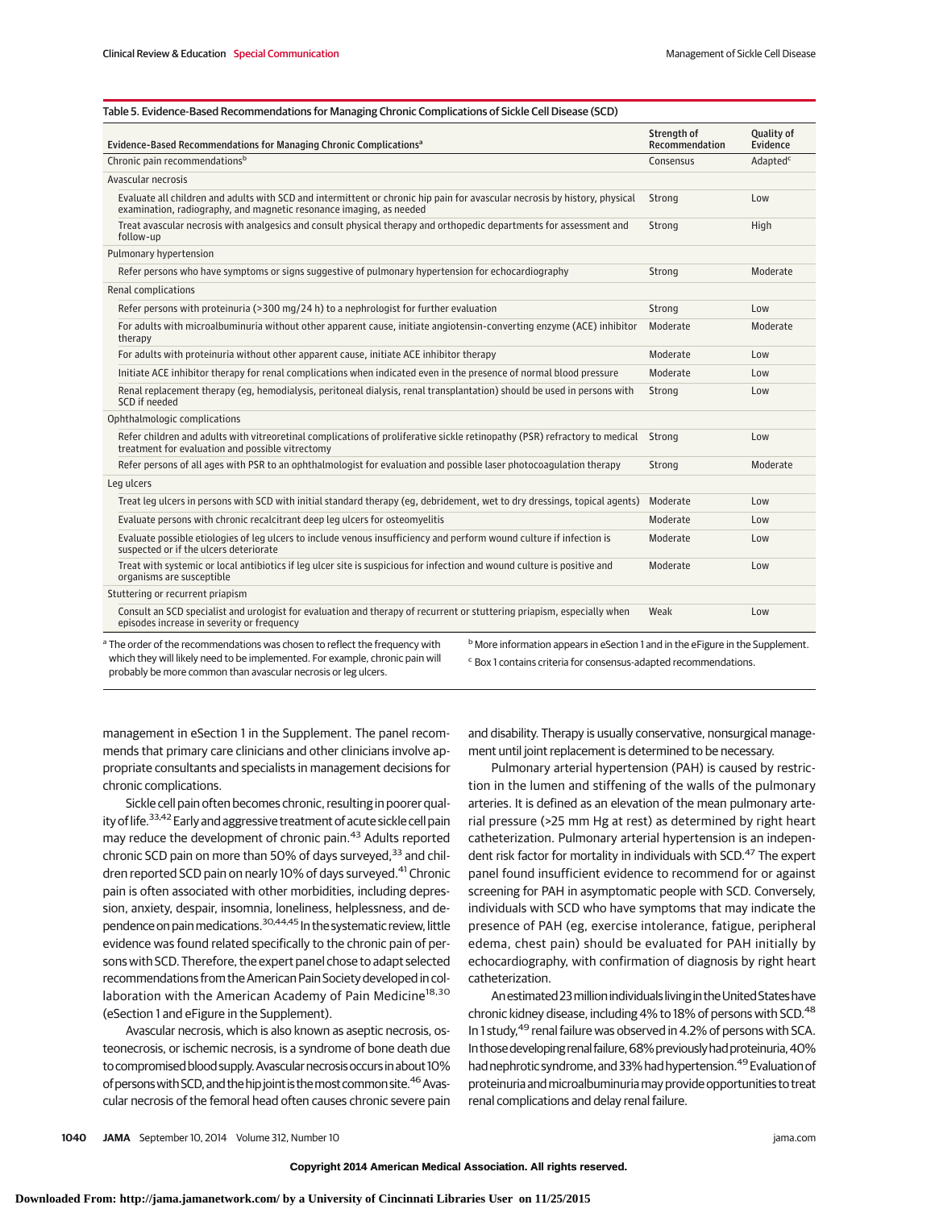Table 5. Evidence-Based Recommendations for Managing Chronic Complications of Sickle Cell Disease (SCD)

| Evidence-Based Recommendations for Managing Chronic Complications[a] | Strength of Recommendation | Quality of Evidence |
|---|---|---|
| Chronic pain recommendations[b] | Consensus | Adapted[c] |
| Avascular necrosis | | |
| Evaluate all children and adults with SCD and intermittent or chronic hip pain for avascular necrosis by history, physical examination, radiography, and magnetic resonance imaging, as needed | Strong | Low |
| Treat avascular necrosis with analgesics and consult physical therapy and orthopedic departments for assessment and follow-up | Strong | High |
| Pulmonary hypertension | | |
| Refer persons who have symptoms or signs suggestive of pulmonary hypertension for echocardiography | Strong | Moderate |
| Renal complications | | |
| Refer persons with proteinuria (>300 mg/24 h) to a nephrologist for further evaluation | Strong | Low |
| For adults with microalbuminuria without other apparent cause, initiate angiotensin-converting enzyme (ACE) inhibitor therapy | Moderate | Moderate |
| For adults with proteinuria without other apparent cause, initiate ACE inhibitor therapy | Moderate | Low |
| Initiate ACE inhibitor therapy for renal complications when indicated even in the presence of normal blood pressure | Moderate | Low |
| Renal replacement therapy (eg, hemodialysis, peritoneal dialysis, renal transplantation) should be used in persons with SCD if needed | Strong | Low |
| Ophthalmologic complications | | |
| Refer children and adults with vitreoretinal complications of proliferative sickle retinopathy (PSR) refractory to medical treatment for evaluation and possible vitrectomy | Strong | Low |
| Refer persons of all ages with PSR to an ophthalmologist for evaluation and possible laser photocoagulation therapy | Strong | Moderate |
| Leg ulcers | | |
| Treat leg ulcers in persons with SCD with initial standard therapy (eg, debridement, wet to dry dressings, topical agents) | Moderate | Low |
| Evaluate persons with chronic recalcitrant deep leg ulcers for osteomyelitis | Moderate | Low |
| Evaluate possible etiologies of leg ulcers to include venous insufficiency and perform wound culture if infection is suspected or if the ulcers deteriorate | Moderate | Low |
| Treat with systemic or local antibiotics if leg ulcer site is suspicious for infection and wound culture is positive and organisms are susceptible | Moderate | Low |
| Stuttering or recurrent priapism | | |
| Consult an SCD specialist and urologist for evaluation and therapy of recurrent or stuttering priapism, especially when episodes increase in severity or frequency | Weak | Low |

[a] The order of the recommendations was chosen to reflect the frequency with which they will likely need to be implemented. For example, chronic pain will probably be more common than avascular necrosis or leg ulcers.

[b] More information appears in eSection 1 and in the eFigure in the Supplement.

[c] Box 1 contains criteria for consensus-adapted recommendations.

management in eSection 1 in the Supplement. The panel recommends that primary care clinicians and other clinicians involve appropriate consultants and specialists in management decisions for chronic complications.

Sickle cell pain often becomes chronic, resulting in poorer quality of life.[33,42] Early and aggressive treatment of acute sickle cell pain may reduce the development of chronic pain.[43] Adults reported chronic SCD pain on more than 50% of days surveyed,[33] and children reported SCD pain on nearly 10% of days surveyed.[41] Chronic pain is often associated with other morbidities, including depression, anxiety, despair, insomnia, loneliness, helplessness, and dependence on pain medications.[30,44,45] In the systematic review, little evidence was found related specifically to the chronic pain of persons with SCD. Therefore, the expert panel chose to adapt selected recommendations from the American Pain Society developed in collaboration with the American Academy of Pain Medicine[18,30] (eSection 1 and eFigure in the Supplement).

Avascular necrosis, which is also known as aseptic necrosis, osteonecrosis, or ischemic necrosis, is a syndrome of bone death due to compromised blood supply. Avascular necrosis occurs in about 10% of persons with SCD, and the hip joint is the most common site.[46] Avascular necrosis of the femoral head often causes chronic severe pain and disability. Therapy is usually conservative, nonsurgical management until joint replacement is determined to be necessary.

Pulmonary arterial hypertension (PAH) is caused by restriction in the lumen and stiffening of the walls of the pulmonary arteries. It is defined as an elevation of the mean pulmonary arterial pressure (>25 mm Hg at rest) as determined by right heart catheterization. Pulmonary arterial hypertension is an independent risk factor for mortality in individuals with SCD.[47] The expert panel found insufficient evidence to recommend for or against screening for PAH in asymptomatic people with SCD. Conversely, individuals with SCD who have symptoms that may indicate the presence of PAH (eg, exercise intolerance, fatigue, peripheral edema, chest pain) should be evaluated for PAH initially by echocardiography, with confirmation of diagnosis by right heart catheterization.

An estimated 23 million individuals living in the United States have chronic kidney disease, including 4% to 18% of persons with SCD.[48] In 1 study,[49] renal failure was observed in 4.2% of persons with SCA. In those developing renal failure, 68% previously had proteinuria, 40% had nephrotic syndrome, and 33% had hypertension.[49] Evaluation of proteinuria and microalbuminuria may provide opportunities to treat renal complications and delay renal failure.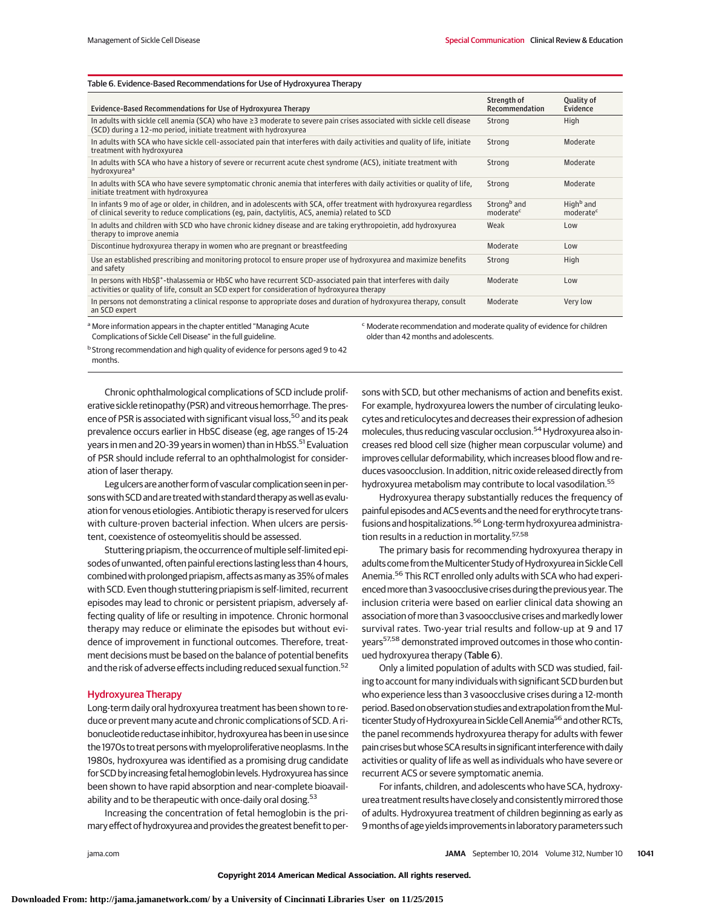Table 6. Evidence-Based Recommendations for Use of Hydroxyurea Therapy

| Evidence-Based Recommendations for Use of Hydroxyurea Therapy | Strength of Recommendation | Quality of Evidence |
| --- | --- | --- |
| In adults with sickle cell anemia (SCA) who have ≥3 moderate to severe pain crises associated with sickle cell disease (SCD) during a 12-mo period, initiate treatment with hydroxyurea | Strong | High |
| In adults with SCA who have sickle cell–associated pain that interferes with daily activities and quality of life, initiate treatment with hydroxyurea | Strong | Moderate |
| In adults with SCA who have a history of severe or recurrent acute chest syndrome (ACS), initiate treatment with hydroxyurea[a] | Strong | Moderate |
| In adults with SCA who have severe symptomatic chronic anemia that interferes with daily activities or quality of life, initiate treatment with hydroxyurea | Strong | Moderate |
| In infants 9 mo of age or older, in children, and in adolescents with SCA, offer treatment with hydroxyurea regardless of clinical severity to reduce complications (eg, pain, dactylitis, ACS, anemia) related to SCD | Strong[b] and moderate[c] | High[b] and moderate[c] |
| In adults and children with SCD who have chronic kidney disease and are taking erythropoietin, add hydroxyurea therapy to improve anemia | Weak | Low |
| Discontinue hydroxyurea therapy in women who are pregnant or breastfeeding | Moderate | Low |
| Use an established prescribing and monitoring protocol to ensure proper use of hydroxyurea and maximize benefits and safety | Strong | High |
| In persons with HbSβ+-thalassemia or HbSC who have recurrent SCD-associated pain that interferes with daily activities or quality of life, consult an SCD expert for consideration of hydroxyurea therapy | Moderate | Low |
| In persons not demonstrating a clinical response to appropriate doses and duration of hydroxyurea therapy, consult an SCD expert | Moderate | Very low |

[a] More information appears in the chapter entitled "Managing Acute Complications of Sickle Cell Disease" in the full guideline.

[b] Strong recommendation and high quality of evidence for persons aged 9 to 42 months.

[c] Moderate recommendation and moderate quality of evidence for children older than 42 months and adolescents.

Chronic ophthalmological complications of SCD include proliferative sickle retinopathy (PSR) and vitreous hemorrhage. The presence of PSR is associated with significant visual loss,[50] and its peak prevalence occurs earlier in HbSC disease (eg, age ranges of 15-24 years in men and 20-39 years in women) than in HbSS.[51] Evaluation of PSR should include referral to an ophthalmologist for consideration of laser therapy.

Leg ulcers are another form of vascular complication seen in persons with SCD and are treated with standard therapy as well as evaluation for venous etiologies. Antibiotic therapy is reserved for ulcers with culture-proven bacterial infection. When ulcers are persistent, coexistence of osteomyelitis should be assessed.

Stuttering priapism, the occurrence of multiple self-limited episodes of unwanted, often painful erections lasting less than 4 hours, combined with prolonged priapism, affects as many as 35% of males with SCD. Even though stuttering priapism is self-limited, recurrent episodes may lead to chronic or persistent priapism, adversely affecting quality of life or resulting in impotence. Chronic hormonal therapy may reduce or eliminate the episodes but without evidence of improvement in functional outcomes. Therefore, treatment decisions must be based on the balance of potential benefits and the risk of adverse effects including reduced sexual function.[52]

## Hydroxyurea Therapy

Long-term daily oral hydroxyurea treatment has been shown to reduce or prevent many acute and chronic complications of SCD. A ribonucleotide reductase inhibitor, hydroxyurea has been in use since the 1970s to treat persons with myeloproliferative neoplasms. In the 1980s, hydroxyurea was identified as a promising drug candidate for SCD by increasing fetal hemoglobin levels. Hydroxyurea has since been shown to have rapid absorption and near-complete bioavailability and to be therapeutic with once-daily oral dosing.[53]

Increasing the concentration of fetal hemoglobin is the primary effect of hydroxyurea and provides the greatest benefit to persons with SCD, but other mechanisms of action and benefits exist. For example, hydroxyurea lowers the number of circulating leukocytes and reticulocytes and decreases their expression of adhesion molecules, thus reducing vascular occlusion.[54] Hydroxyurea also increases red blood cell size (higher mean corpuscular volume) and improves cellular deformability, which increases blood flow and reduces vasoocclusion. In addition, nitric oxide released directly from hydroxyurea metabolism may contribute to local vasodilation.[55]

Hydroxyurea therapy substantially reduces the frequency of painful episodes and ACS events and the need for erythrocyte transfusions and hospitalizations.[56] Long-term hydroxyurea administration results in a reduction in mortality.[57,58]

The primary basis for recommending hydroxyurea therapy in adults come from the Multicenter Study of Hydroxyurea in Sickle Cell Anemia.[56] This RCT enrolled only adults with SCA who had experienced more than 3 vasoocclusive crises during the previous year. The inclusion criteria were based on earlier clinical data showing an association of more than 3 vasoocclusive crises and markedly lower survival rates. Two-year trial results and follow-up at 9 and 17 years[57,58] demonstrated improved outcomes in those who continued hydroxyurea therapy (Table 6).

Only a limited population of adults with SCD was studied, failing to account for many individuals with significant SCD burden but who experience less than 3 vasoocclusive crises during a 12-month period. Based on observation studies and extrapolation from the Multicenter Study of Hydroxyurea in Sickle Cell Anemia[56] and other RCTs, the panel recommends hydroxyurea therapy for adults with fewer pain crises but whose SCA results in significant interference with daily activities or quality of life as well as individuals who have severe or recurrent ACS or severe symptomatic anemia.

For infants, children, and adolescents who have SCA, hydroxyurea treatment results have closely and consistently mirrored those of adults. Hydroxyurea treatment of children beginning as early as 9 months of age yields improvements in laboratory parameters such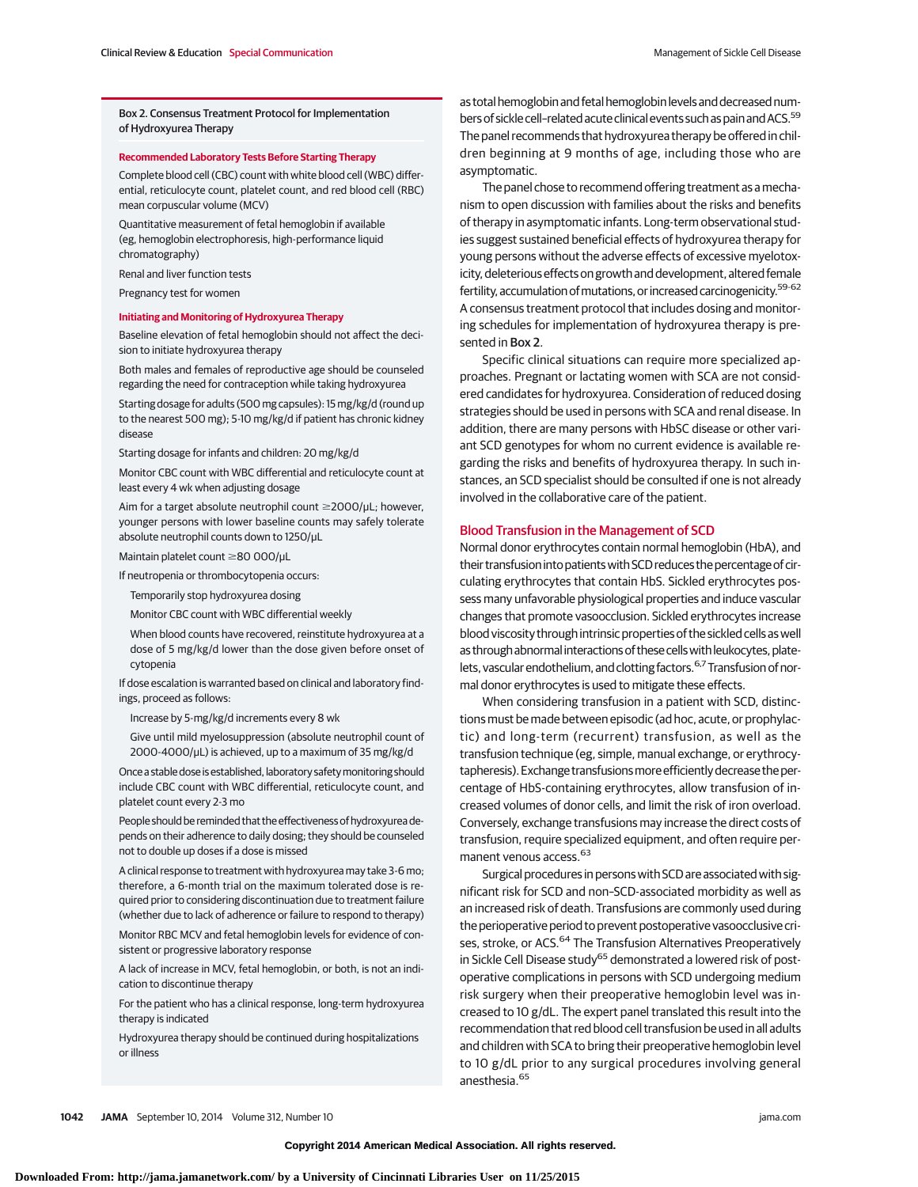### Box 2. Consensus Treatment Protocol for Implementation of Hydroxyurea Therapy

**Recommended Laboratory Tests Before Starting Therapy**

Complete blood cell (CBC) count with white blood cell (WBC) differential, reticulocyte count, platelet count, and red blood cell (RBC) mean corpuscular volume (MCV)

Quantitative measurement of fetal hemoglobin if available (eg, hemoglobin electrophoresis, high-performance liquid chromatography)

Renal and liver function tests

Pregnancy test for women

**Initiating and Monitoring of Hydroxyurea Therapy**

Baseline elevation of fetal hemoglobin should not affect the decision to initiate hydroxyurea therapy

Both males and females of reproductive age should be counseled regarding the need for contraception while taking hydroxyurea

Starting dosage for adults (500 mg capsules): 15 mg/kg/d (round up to the nearest 500 mg); 5-10 mg/kg/d if patient has chronic kidney disease

Starting dosage for infants and children: 20 mg/kg/d

Monitor CBC count with WBC differential and reticulocyte count at least every 4 wk when adjusting dosage

Aim for a target absolute neutrophil count ≥2000/μL; however, younger persons with lower baseline counts may safely tolerate absolute neutrophil counts down to 1250/μL

Maintain platelet count ≥80 000/μL

If neutropenia or thrombocytopenia occurs:

- Temporarily stop hydroxyurea dosing
- Monitor CBC count with WBC differential weekly
- When blood counts have recovered, reinstitute hydroxyurea at a dose of 5 mg/kg/d lower than the dose given before onset of cytopenia

If dose escalation is warranted based on clinical and laboratory findings, proceed as follows:

- Increase by 5-mg/kg/d increments every 8 wk
- Give until mild myelosuppression (absolute neutrophil count of 2000-4000/μL) is achieved, up to a maximum of 35 mg/kg/d

Once a stable dose is established, laboratory safety monitoring should include CBC count with WBC differential, reticulocyte count, and platelet count every 2-3 mo

People should be reminded that the effectiveness of hydroxyurea depends on their adherence to daily dosing; they should be counseled not to double up doses if a dose is missed

A clinical response to treatment with hydroxyurea may take 3-6 mo; therefore, a 6-month trial on the maximum tolerated dose is required prior to considering discontinuation due to treatment failure (whether due to lack of adherence or failure to respond to therapy)

Monitor RBC MCV and fetal hemoglobin levels for evidence of consistent or progressive laboratory response

A lack of increase in MCV, fetal hemoglobin, or both, is not an indication to discontinue therapy

For the patient who has a clinical response, long-term hydroxyurea therapy is indicated

Hydroxyurea therapy should be continued during hospitalizations or illness

as total hemoglobin and fetal hemoglobin levels and decreased numbers of sickle cell–related acute clinical events such as pain and ACS.[59] The panel recommends that hydroxyurea therapy be offered in children beginning at 9 months of age, including those who are asymptomatic.

The panel chose to recommend offering treatment as a mechanism to open discussion with families about the risks and benefits of therapy in asymptomatic infants. Long-term observational studies suggest sustained beneficial effects of hydroxyurea therapy for young persons without the adverse effects of excessive myelotoxicity, deleterious effects on growth and development, altered female fertility, accumulation of mutations, or increased carcinogenicity.[59-62] A consensus treatment protocol that includes dosing and monitoring schedules for implementation of hydroxyurea therapy is presented in Box 2.

Specific clinical situations can require more specialized approaches. Pregnant or lactating women with SCA are not considered candidates for hydroxyurea. Consideration of reduced dosing strategies should be used in persons with SCA and renal disease. In addition, there are many persons with HbSC disease or other variant SCD genotypes for whom no current evidence is available regarding the risks and benefits of hydroxyurea therapy. In such instances, an SCD specialist should be consulted if one is not already involved in the collaborative care of the patient.

## Blood Transfusion in the Management of SCD

Normal donor erythrocytes contain normal hemoglobin (HbA), and their transfusion into patients with SCD reduces the percentage of circulating erythrocytes that contain HbS. Sickled erythrocytes possess many unfavorable physiological properties and induce vascular changes that promote vasoocclusion. Sickled erythrocytes increase blood viscosity through intrinsic properties of the sickled cells as well as through abnormal interactions of these cells with leukocytes, platelets, vascular endothelium, and clotting factors.[6,7] Transfusion of normal donor erythrocytes is used to mitigate these effects.

When considering transfusion in a patient with SCD, distinctions must be made between episodic (ad hoc, acute, or prophylactic) and long-term (recurrent) transfusion, as well as the transfusion technique (eg, simple, manual exchange, or erythrocytapheresis). Exchange transfusions more efficiently decrease the percentage of HbS-containing erythrocytes, allow transfusion of increased volumes of donor cells, and limit the risk of iron overload. Conversely, exchange transfusions may increase the direct costs of transfusion, require specialized equipment, and often require permanent venous access.[63]

Surgical procedures in persons with SCD are associated with significant risk for SCD and non–SCD-associated morbidity as well as an increased risk of death. Transfusions are commonly used during the perioperative period to prevent postoperative vasoocclusive crises, stroke, or ACS.[64] The Transfusion Alternatives Preoperatively in Sickle Cell Disease study[65] demonstrated a lowered risk of postoperative complications in persons with SCD undergoing medium risk surgery when their preoperative hemoglobin level was increased to 10 g/dL. The expert panel translated this result into the recommendation that red blood cell transfusion be used in all adults and children with SCA to bring their preoperative hemoglobin level to 10 g/dL prior to any surgical procedures involving general anesthesia.[65]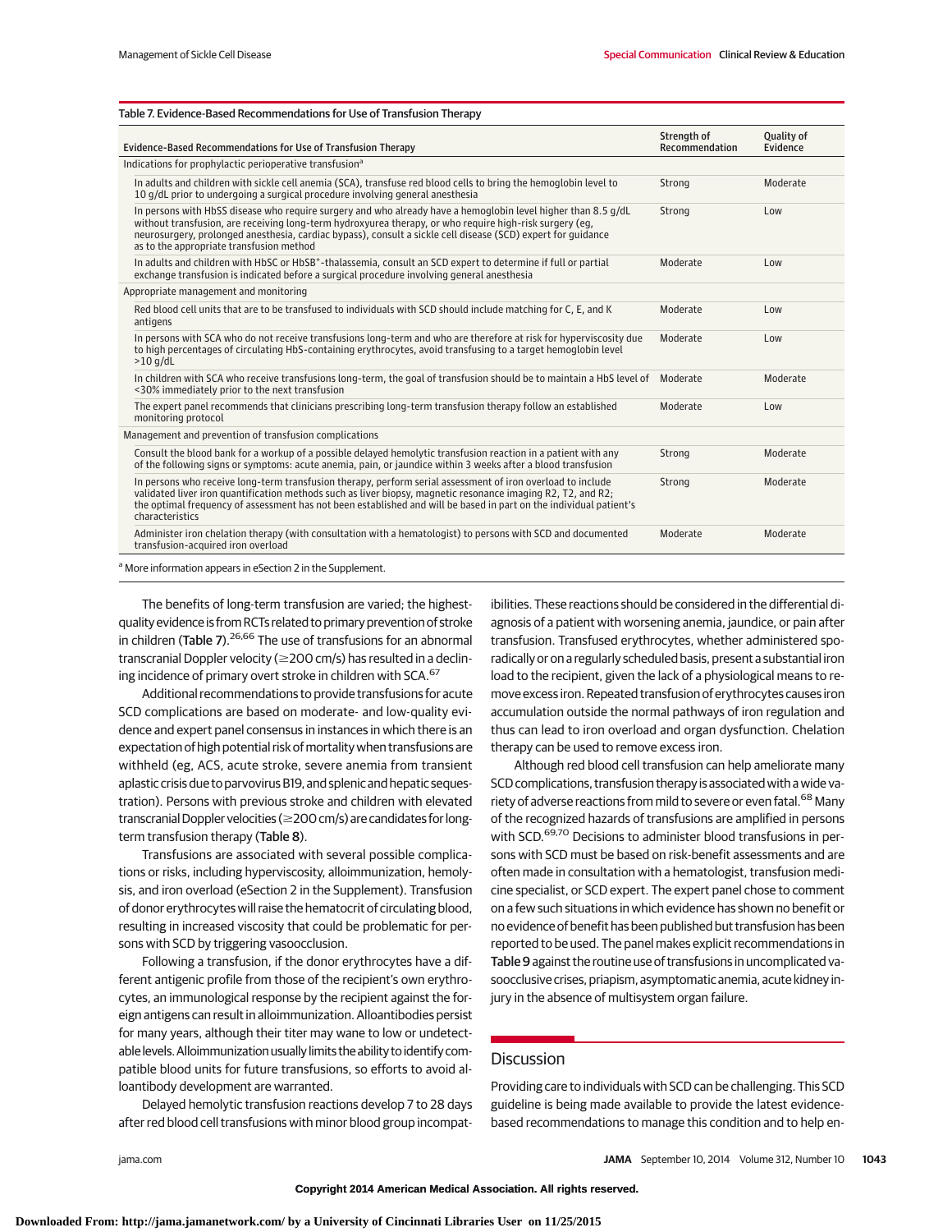Table 7. Evidence-Based Recommendations for Use of Transfusion Therapy

| Evidence-Based Recommendations for Use of Transfusion Therapy | Strength of Recommendation | Quality of Evidence |
|---|---|---|
| Indications for prophylactic perioperative transfusion[a] | | |
| In adults and children with sickle cell anemia (SCA), transfuse red blood cells to bring the hemoglobin level to 10 g/dL prior to undergoing a surgical procedure involving general anesthesia | Strong | Moderate |
| In persons with HbSS disease who require surgery and who already have a hemoglobin level higher than 8.5 g/dL without transfusion, are receiving long-term hydroxyurea therapy, or who require high-risk surgery (eg, neurosurgery, prolonged anesthesia, cardiac bypass), consult a sickle cell disease (SCD) expert for guidance as to the appropriate transfusion method | Strong | Low |
| In adults and children with HbSC or HbSβ+-thalassemia, consult an SCD expert to determine if full or partial exchange transfusion is indicated before a surgical procedure involving general anesthesia | Moderate | Low |
| Appropriate management and monitoring | | |
| Red blood cell units that are to be transfused to individuals with SCD should include matching for C, E, and K antigens | Moderate | Low |
| In persons with SCA who do not receive transfusions long-term and who are therefore at risk for hyperviscosity due to high percentages of circulating HbS-containing erythrocytes, avoid transfusing to a target hemoglobin level >10 g/dL | Moderate | Low |
| In children with SCA who receive transfusions long-term, the goal of transfusion should be to maintain a HbS level of <30% immediately prior to the next transfusion | Moderate | Moderate |
| The expert panel recommends that clinicians prescribing long-term transfusion therapy follow an established monitoring protocol | Moderate | Low |
| Management and prevention of transfusion complications | | |
| Consult the blood bank for a workup of a possible delayed hemolytic transfusion reaction in a patient with any of the following signs or symptoms: acute anemia, pain, or jaundice within 3 weeks after a blood transfusion | Strong | Moderate |
| In persons who receive long-term transfusion therapy, perform serial assessment of iron overload to include validated liver iron quantification methods such as liver biopsy, magnetic resonance imaging R2, T2, and R2; the optimal frequency of assessment has not been established and will be based in part on the individual patient's characteristics | Strong | Moderate |
| Administer iron chelation therapy (with consultation with a hematologist) to persons with SCD and documented transfusion-acquired iron overload | Moderate | Moderate |

[a] More information appears in eSection 2 in the Supplement.

The benefits of long-term transfusion are varied; the highest-quality evidence is from RCTs related to primary prevention of stroke in children (Table 7).[26,66] The use of transfusions for an abnormal transcranial Doppler velocity (≥200 cm/s) has resulted in a declining incidence of primary overt stroke in children with SCA.[67]

Additional recommendations to provide transfusions for acute SCD complications are based on moderate- and low-quality evidence and expert panel consensus in instances in which there is an expectation of high potential risk of mortality when transfusions are withheld (eg, ACS, acute stroke, severe anemia from transient aplastic crisis due to parvovirus B19, and splenic and hepatic sequestration). Persons with previous stroke and children with elevated transcranial Doppler velocities (≥200 cm/s) are candidates for long-term transfusion therapy (Table 8).

Transfusions are associated with several possible complications or risks, including hyperviscosity, alloimmunization, hemolysis, and iron overload (eSection 2 in the Supplement). Transfusion of donor erythrocytes will raise the hematocrit of circulating blood, resulting in increased viscosity that could be problematic for persons with SCD by triggering vasoocclusion.

Following a transfusion, if the donor erythrocytes have a different antigenic profile from those of the recipient's own erythrocytes, an immunological response by the recipient against the foreign antigens can result in alloimmunization. Alloantibodies persist for many years, although their titer may wane to low or undetectable levels. Alloimmunization usually limits the ability to identify compatible blood units for future transfusions, so efforts to avoid alloantibody development are warranted.

Delayed hemolytic transfusion reactions develop 7 to 28 days after red blood cell transfusions with minor blood group incompatibilities. These reactions should be considered in the differential diagnosis of a patient with worsening anemia, jaundice, or pain after transfusion. Transfused erythrocytes, whether administered sporadically or on a regularly scheduled basis, present a substantial iron load to the recipient, given the lack of a physiological means to remove excess iron. Repeated transfusion of erythrocytes causes iron accumulation outside the normal pathways of iron regulation and thus can lead to iron overload and organ dysfunction. Chelation therapy can be used to remove excess iron.

Although red blood cell transfusion can help ameliorate many SCD complications, transfusion therapy is associated with a wide variety of adverse reactions from mild to severe or even fatal.[68] Many of the recognized hazards of transfusions are amplified in persons with SCD.[69,70] Decisions to administer blood transfusions in persons with SCD must be based on risk-benefit assessments and are often made in consultation with a hematologist, transfusion medicine specialist, or SCD expert. The expert panel chose to comment on a few such situations in which evidence has shown no benefit or no evidence of benefit has been published but transfusion has been reported to be used. The panel makes explicit recommendations in Table 9 against the routine use of transfusions in uncomplicated vasoocclusive crises, priapism, asymptomatic anemia, acute kidney injury in the absence of multisystem organ failure.

## Discussion

Providing care to individuals with SCD can be challenging. This SCD guideline is being made available to provide the latest evidence-based recommendations to manage this condition and to help en-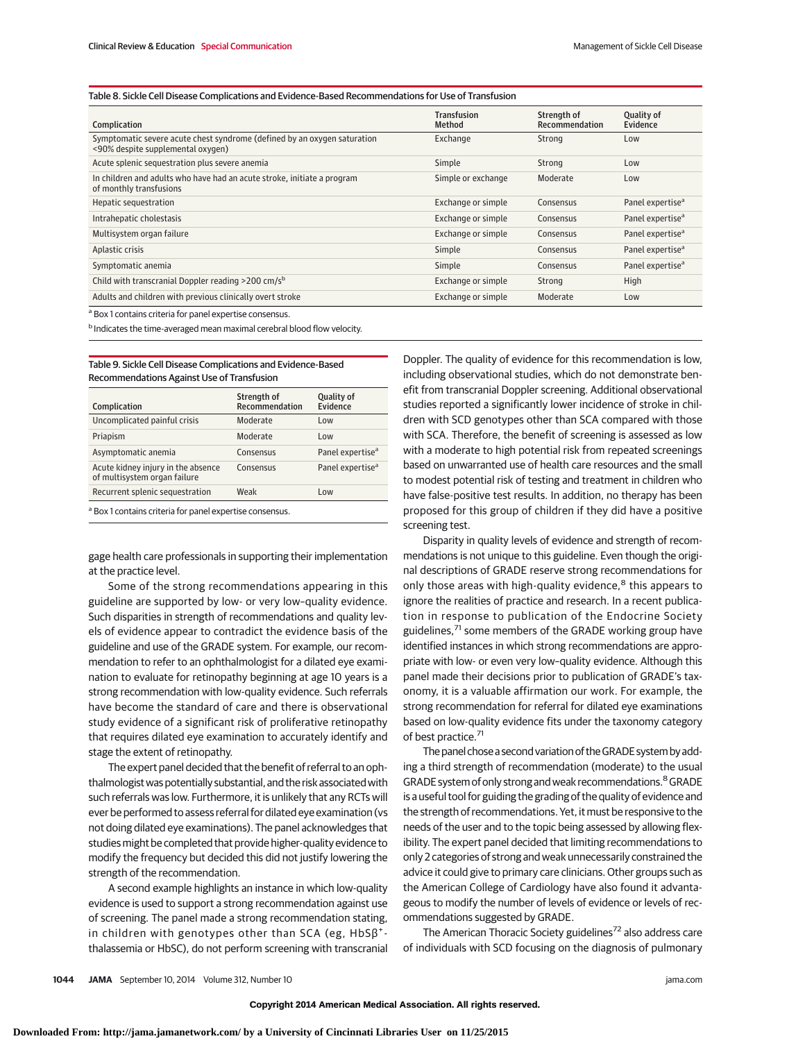Table 8. Sickle Cell Disease Complications and Evidence-Based Recommendations for Use of Transfusion

| Complication | Transfusion Method | Strength of Recommendation | Quality of Evidence |
| --- | --- | --- | --- |
| Symptomatic severe acute chest syndrome (defined by an oxygen saturation <90% despite supplemental oxygen) | Exchange | Strong | Low |
| Acute splenic sequestration plus severe anemia | Simple | Strong | Low |
| In children and adults who have had an acute stroke, initiate a program of monthly transfusions | Simple or exchange | Moderate | Low |
| Hepatic sequestration | Exchange or simple | Consensus | Panel expertise[a] |
| Intrahepatic cholestasis | Exchange or simple | Consensus | Panel expertise[a] |
| Multisystem organ failure | Exchange or simple | Consensus | Panel expertise[a] |
| Aplastic crisis | Simple | Consensus | Panel expertise[a] |
| Symptomatic anemia | Simple | Consensus | Panel expertise[a] |
| Child with transcranial Doppler reading >200 cm/s[b] | Exchange or simple | Strong | High |
| Adults and children with previous clinically overt stroke | Exchange or simple | Moderate | Low |

[a] Box 1 contains criteria for panel expertise consensus.

[b] Indicates the time-averaged mean maximal cerebral blood flow velocity.

Table 9. Sickle Cell Disease Complications and Evidence-Based Recommendations Against Use of Transfusion

| Complication | Strength of Recommendation | Quality of Evidence |
| --- | --- | --- |
| Uncomplicated painful crisis | Moderate | Low |
| Priapism | Moderate | Low |
| Asymptomatic anemia | Consensus | Panel expertise[a] |
| Acute kidney injury in the absence of multisystem organ failure | Consensus | Panel expertise[a] |
| Recurrent splenic sequestration | Weak | Low |

[a] Box 1 contains criteria for panel expertise consensus.

gage health care professionals in supporting their implementation at the practice level.

Some of the strong recommendations appearing in this guideline are supported by low- or very low–quality evidence. Such disparities in strength of recommendations and quality levels of evidence appear to contradict the evidence basis of the guideline and use of the GRADE system. For example, our recommendation to refer to an ophthalmologist for a dilated eye examination to evaluate for retinopathy beginning at age 10 years is a strong recommendation with low-quality evidence. Such referrals have become the standard of care and there is observational study evidence of a significant risk of proliferative retinopathy that requires dilated eye examination to accurately identify and stage the extent of retinopathy.

The expert panel decided that the benefit of referral to an ophthalmologist was potentially substantial, and the risk associated with such referrals was low. Furthermore, it is unlikely that any RCTs will ever be performed to assess referral for dilated eye examination (vs not doing dilated eye examinations). The panel acknowledges that studies might be completed that provide higher-quality evidence to modify the frequency but decided this did not justify lowering the strength of the recommendation.

A second example highlights an instance in which low-quality evidence is used to support a strong recommendation against use of screening. The panel made a strong recommendation stating, in children with genotypes other than SCA (eg, $HbS\beta^{+}$-thalassemia or HbSC), do not perform screening with transcranial Doppler. The quality of evidence for this recommendation is low, including observational studies, which do not demonstrate benefit from transcranial Doppler screening. Additional observational studies reported a significantly lower incidence of stroke in children with SCD genotypes other than SCA compared with those with SCA. Therefore, the benefit of screening is assessed as low with a moderate to high potential risk from repeated screenings based on unwarranted use of health care resources and the small to modest potential risk of testing and treatment in children who have false-positive test results. In addition, no therapy has been proposed for this group of children if they did have a positive screening test.

Disparity in quality levels of evidence and strength of recommendations is not unique to this guideline. Even though the original descriptions of GRADE reserve strong recommendations for only those areas with high-quality evidence,[8] this appears to ignore the realities of practice and research. In a recent publication in response to publication of the Endocrine Society guidelines,[71] some members of the GRADE working group have identified instances in which strong recommendations are appropriate with low- or even very low–quality evidence. Although this panel made their decisions prior to publication of GRADE's taxonomy, it is a valuable affirmation our work. For example, the strong recommendation for referral for dilated eye examinations based on low-quality evidence fits under the taxonomy category of best practice.[71]

The panel chose a second variation of the GRADE system by adding a third strength of recommendation (moderate) to the usual GRADE system of only strong and weak recommendations.[8] GRADE is a useful tool for guiding the grading of the quality of evidence and the strength of recommendations. Yet, it must be responsive to the needs of the user and to the topic being assessed by allowing flexibility. The expert panel decided that limiting recommendations to only 2 categories of strong and weak unnecessarily constrained the advice it could give to primary care clinicians. Other groups such as the American College of Cardiology have also found it advantageous to modify the number of levels of evidence or levels of recommendations suggested by GRADE.

The American Thoracic Society guidelines[72] also address care of individuals with SCD focusing on the diagnosis of pulmonary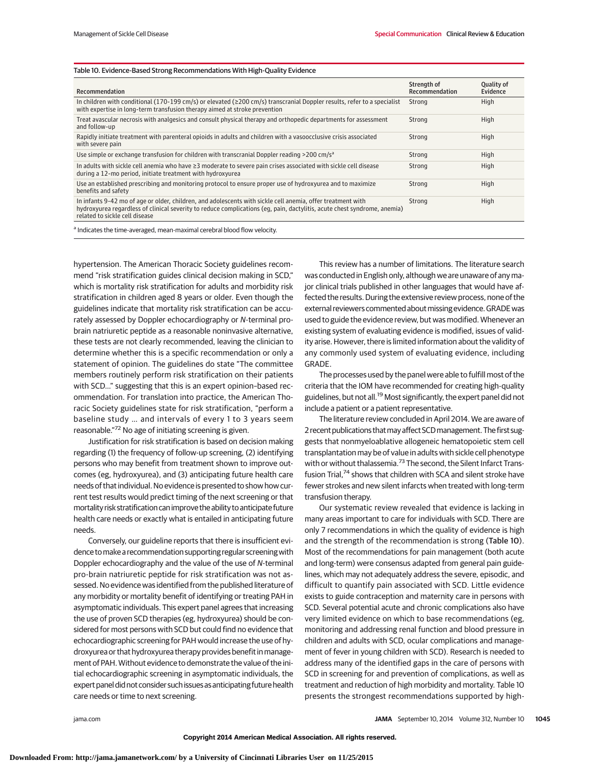Table 10. Evidence-Based Strong Recommendations With High-Quality Evidence

| Recommendation | Strength of Recommendation | Quality of Evidence |
|---|---|---|
| In children with conditional (170-199 cm/s) or elevated (≥200 cm/s) transcranial Doppler results, refer to a specialist with expertise in long-term transfusion therapy aimed at stroke prevention | Strong | High |
| Treat avascular necrosis with analgesics and consult physical therapy and orthopedic departments for assessment and follow-up | Strong | High |
| Rapidly initiate treatment with parenteral opioids in adults and children with a vasoocclusive crisis associated with severe pain | Strong | High |
| Use simple or exchange transfusion for children with transcranial Doppler reading >200 cm/s[a] | Strong | High |
| In adults with sickle cell anemia who have ≥3 moderate to severe pain crises associated with sickle cell disease during a 12-mo period, initiate treatment with hydroxyurea | Strong | High |
| Use an established prescribing and monitoring protocol to ensure proper use of hydroxyurea and to maximize benefits and safety | Strong | High |
| In infants 9-42 mo of age or older, children, and adolescents with sickle cell anemia, offer treatment with hydroxyurea regardless of clinical severity to reduce complications (eg, pain, dactylitis, acute chest syndrome, anemia) related to sickle cell disease | Strong | High |

[a] Indicates the time-averaged, mean-maximal cerebral blood flow velocity.

hypertension. The American Thoracic Society guidelines recommend "risk stratification guides clinical decision making in SCD," which is mortality risk stratification for adults and morbidity risk stratification in children aged 8 years or older. Even though the guidelines indicate that mortality risk stratification can be accurately assessed by Doppler echocardiography or *N*-terminal pro-brain natriuretic peptide as a reasonable noninvasive alternative, these tests are not clearly recommended, leaving the clinician to determine whether this is a specific recommendation or only a statement of opinion. The guidelines do state "The committee members routinely perform risk stratification on their patients with SCD..." suggesting that this is an expert opinion–based recommendation. For translation into practice, the American Thoracic Society guidelines state for risk stratification, "perform a baseline study ... and intervals of every 1 to 3 years seem reasonable."[72] No age of initiating screening is given.

Justification for risk stratification is based on decision making regarding (1) the frequency of follow-up screening, (2) identifying persons who may benefit from treatment shown to improve outcomes (eg, hydroxyurea), and (3) anticipating future health care needs of that individual. No evidence is presented to show how current test results would predict timing of the next screening or that mortality risk stratification can improve the ability to anticipate future health care needs or exactly what is entailed in anticipating future needs.

Conversely, our guideline reports that there is insufficient evidence to make a recommendation supporting regular screening with Doppler echocardiography and the value of the use of *N*-terminal pro-brain natriuretic peptide for risk stratification was not assessed. No evidence was identified from the published literature of any morbidity or mortality benefit of identifying or treating PAH in asymptomatic individuals. This expert panel agrees that increasing the use of proven SCD therapies (eg, hydroxyurea) should be considered for most persons with SCD but could find no evidence that echocardiographic screening for PAH would increase the use of hydroxyurea or that hydroxyurea therapy provides benefit in management of PAH. Without evidence to demonstrate the value of the initial echocardiographic screening in asymptomatic individuals, the expert panel did not consider such issues as anticipating future health care needs or time to next screening.

This review has a number of limitations. The literature search was conducted in English only, although we are unaware of any major clinical trials published in other languages that would have affected the results. During the extensive review process, none of the external reviewers commented about missing evidence. GRADE was used to guide the evidence review, but was modified. Whenever an existing system of evaluating evidence is modified, issues of validity arise. However, there is limited information about the validity of any commonly used system of evaluating evidence, including GRADE.

The processes used by the panel were able to fulfill most of the criteria that the IOM has recommended for creating high-quality guidelines, but not all.[19] Most significantly, the expert panel did not include a patient or a patient representative.

The literature review concluded in April 2014. We are aware of 2 recent publications that may affect SCD management. The first suggests that nonmyeloablative allogeneic hematopoietic stem cell transplantation may be of value in adults with sickle cell phenotype with or without thalassemia.[73] The second, the Silent Infarct Transfusion Trial,[74] shows that children with SCA and silent stroke have fewer strokes and new silent infarcts when treated with long-term transfusion therapy.

Our systematic review revealed that evidence is lacking in many areas important to care for individuals with SCD. There are only 7 recommendations in which the quality of evidence is high and the strength of the recommendation is strong (Table 10). Most of the recommendations for pain management (both acute and long-term) were consensus adapted from general pain guidelines, which may not adequately address the severe, episodic, and difficult to quantify pain associated with SCD. Little evidence exists to guide contraception and maternity care in persons with SCD. Several potential acute and chronic complications also have very limited evidence on which to base recommendations (eg, monitoring and addressing renal function and blood pressure in children and adults with SCD, ocular complications and management of fever in young children with SCD). Research is needed to address many of the identified gaps in the care of persons with SCD in screening for and prevention of complications, as well as treatment and reduction of high morbidity and mortality. Table 10 presents the strongest recommendations supported by high-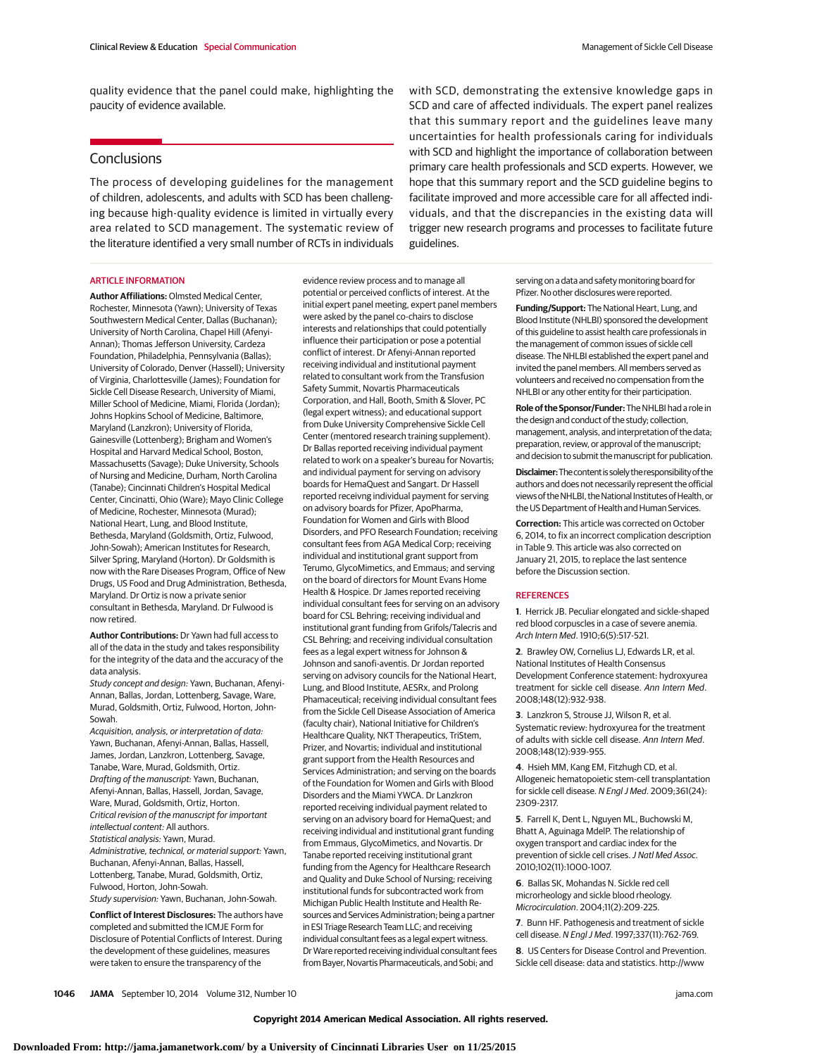quality evidence that the panel could make, highlighting the paucity of evidence available.

## Conclusions

The process of developing guidelines for the management of children, adolescents, and adults with SCD has been challenging because high-quality evidence is limited in virtually every area related to SCD management. The systematic review of the literature identified a very small number of RCTs in individuals with SCD, demonstrating the extensive knowledge gaps in SCD and care of affected individuals. The expert panel realizes that this summary report and the guidelines leave many uncertainties for health professionals caring for individuals with SCD and highlight the importance of collaboration between primary care health professionals and SCD experts. However, we hope that this summary report and the SCD guideline begins to facilitate improved and more accessible care for all affected individuals, and that the discrepancies in the existing data will trigger new research programs and processes to facilitate future guidelines.

## ARTICLE INFORMATION

**Author Affiliations:** Olmsted Medical Center, Rochester, Minnesota (Yawn); University of Texas Southwestern Medical Center, Dallas (Buchanan); University of North Carolina, Chapel Hill (Afenyi-Annan); Thomas Jefferson University, Cardeza Foundation, Philadelphia, Pennsylvania (Ballas); University of Colorado, Denver (Hassell); University of Virginia, Charlottesville (James); Foundation for Sickle Cell Disease Research, University of Miami, Miller School of Medicine, Miami, Florida (Jordan); Johns Hopkins School of Medicine, Baltimore, Maryland (Lanzkron); University of Florida, Gainesville (Lottenberg); Brigham and Women's Hospital and Harvard Medical School, Boston, Massachusetts (Savage); Duke University, Schools of Nursing and Medicine, Durham, North Carolina (Tanabe); Cincinnati Children's Hospital Medical Center, Cincinnati, Ohio (Ware); Mayo Clinic College of Medicine, Rochester, Minnesota (Murad); National Heart, Lung, and Blood Institute, Bethesda, Maryland (Goldsmith, Ortiz, Fulwood, John-Sowah); American Institutes for Research, Silver Spring, Maryland (Horton). Dr Goldsmith is now with the Rare Diseases Program, Office of New Drugs, US Food and Drug Administration, Bethesda, Maryland. Dr Ortiz is now a private senior consultant in Bethesda, Maryland. Dr Fulwood is now retired.

**Author Contributions:** Dr Yawn had full access to all of the data in the study and takes responsibility for the integrity of the data and the accuracy of the data analysis.

*Study concept and design:* Yawn, Buchanan, Afenyi-Annan, Ballas, Jordan, Lottenberg, Savage, Ware, Murad, Goldsmith, Ortiz, Fulwood, Horton, John-Sowah.

*Acquisition, analysis, or interpretation of data:* Yawn, Buchanan, Afenyi-Annan, Ballas, Hassell, James, Jordan, Lanzkron, Lottenberg, Savage, Tanabe, Ware, Murad, Goldsmith, Ortiz.

*Drafting of the manuscript:* Yawn, Buchanan, Afenyi-Annan, Ballas, Hassell, Jordan, Savage, Ware, Murad, Goldsmith, Ortiz, Horton.

*Critical revision of the manuscript for important intellectual content:* All authors.

*Statistical analysis:* Yawn, Murad.

*Administrative, technical, or material support:* Yawn, Buchanan, Afenyi-Annan, Ballas, Hassell, Lottenberg, Tanabe, Murad, Goldsmith, Ortiz, Fulwood, Horton, John-Sowah.

*Study supervision:* Yawn, Buchanan, John-Sowah.

**Conflict of Interest Disclosures:** The authors have completed and submitted the ICMJE Form for Disclosure of Potential Conflicts of Interest. During the development of these guidelines, measures were taken to ensure the transparency of the evidence review process and to manage all potential or perceived conflicts of interest. At the initial expert panel meeting, expert panel members were asked by the panel co-chairs to disclose interests and relationships that could potentially influence their participation or pose a potential conflict of interest. Dr Afenyi-Annan reported receiving individual and institutional payment related to consultant work from the Transfusion Safety Summit, Novartis Pharmaceuticals Corporation, and Hall, Booth, Smith & Slover, PC (legal expert witness); and educational support from Duke University Comprehensive Sickle Cell Center (mentored research training supplement). Dr Ballas reported receiving individual payment related to work on a speaker's bureau for Novartis; and individual payment for serving on advisory boards for HemaQuest and Sangart. Dr Hassell reported receivng individual payment for serving on advisory boards for Pfizer, ApoPharma, Foundation for Women and Girls with Blood Disorders, and PFO Research Foundation; receiving consultant fees from AGA Medical Corp; receiving individual and institutional grant support from Terumo, GlycoMimetics, and Emmaus; and serving on the board of directors for Mount Evans Home Health & Hospice. Dr James reported receiving individual consultant fees for serving on an advisory board for CSL Behring; receiving individual and institutional grant funding from Grifols/Talecris and CSL Behring; and receiving individual consultation fees as a legal expert witness for Johnson & Johnson and sanofi-aventis. Dr Jordan reported serving on advisory councils for the National Heart, Lung, and Blood Institute, AESRx, and Prolong Phamaceutical; receiving individual consultant fees from the Sickle Cell Disease Association of America (faculty chair), National Initiative for Children's Healthcare Quality, NKT Therapeutics, TriStem, Prizer, and Novartis; individual and institutional grant support from the Health Resources and Services Administration; and serving on the boards of the Foundation for Women and Girls with Blood Disorders and the Miami YWCA. Dr Lanzkron reported receiving individual payment related to serving on an advisory board for HemaQuest; and receiving individual and institutional grant funding from Emmaus, GlycoMimetics, and Novartis. Dr Tanabe reported receiving institutional grant funding from the Agency for Healthcare Research and Quality and Duke School of Nursing; receiving institutional funds for subcontracted work from Michigan Public Health Institute and Health Resources and Services Administration; being a partner in ESI Triage Research Team LLC; and receiving individual consultant fees as a legal expert witness. Dr Ware reported receiving individual consultant fees from Bayer, Novartis Pharmaceuticals, and Sobi; and serving on a data and safety monitoring board for Pfizer. No other disclosures were reported.

**Funding/Support:** The National Heart, Lung, and Blood Institute (NHLBI) sponsored the development of this guideline to assist health care professionals in the management of common issues of sickle cell disease. The NHLBI established the expert panel and invited the panel members. All members served as volunteers and received no compensation from the NHLBI or any other entity for their participation.

**Role of the Sponsor/Funder:** The NHLBI had a role in the design and conduct of the study; collection, management, analysis, and interpretation of the data; preparation, review, or approval of the manuscript; and decision to submit the manuscript for publication.

**Disclaimer:** The content is solely the responsibility of the authors and does not necessarily represent the official views of the NHLBI, the National Institutes of Health, or the US Department of Health and Human Services.

**Correction:** This article was corrected on October 6, 2014, to fix an incorrect complication description in Table 9. This article was also corrected on January 21, 2015, to replace the last sentence before the Discussion section.

## REFERENCES

**1**. Herrick JB. Peculiar elongated and sickle-shaped red blood corpuscles in a case of severe anemia. *Arch Intern Med*. 1910;6(5):517-521.

**2**. Brawley OW, Cornelius LJ, Edwards LR, et al. National Institutes of Health Consensus Development Conference statement: hydroxyurea treatment for sickle cell disease. *Ann Intern Med*. 2008;148(12):932-938.

**3**. Lanzkron S, Strouse JJ, Wilson R, et al. Systematic review: hydroxyurea for the treatment of adults with sickle cell disease. *Ann Intern Med*. 2008;148(12):939-955.

**4**. Hsieh MM, Kang EM, Fitzhugh CD, et al. Allogeneic hematopoietic stem-cell transplantation for sickle cell disease. *N Engl J Med*. 2009;361(24):2309-2317.

**5**. Farrell K, Dent L, Nguyen ML, Buchowski M, Bhatt A, Aguinaga MdelP. The relationship of oxygen transport and cardiac index for the prevention of sickle cell crises. *J Natl Med Assoc*. 2010;102(11):1000-1007.

**6**. Ballas SK, Mohandas N. Sickle red cell microrheology and sickle blood rheology. *Microcirculation*. 2004;11(2):209-225.

**7**. Bunn HF. Pathogenesis and treatment of sickle cell disease. *N Engl J Med*. 1997;337(11):762-769.

**8**. US Centers for Disease Control and Prevention. Sickle cell disease: data and statistics. http://www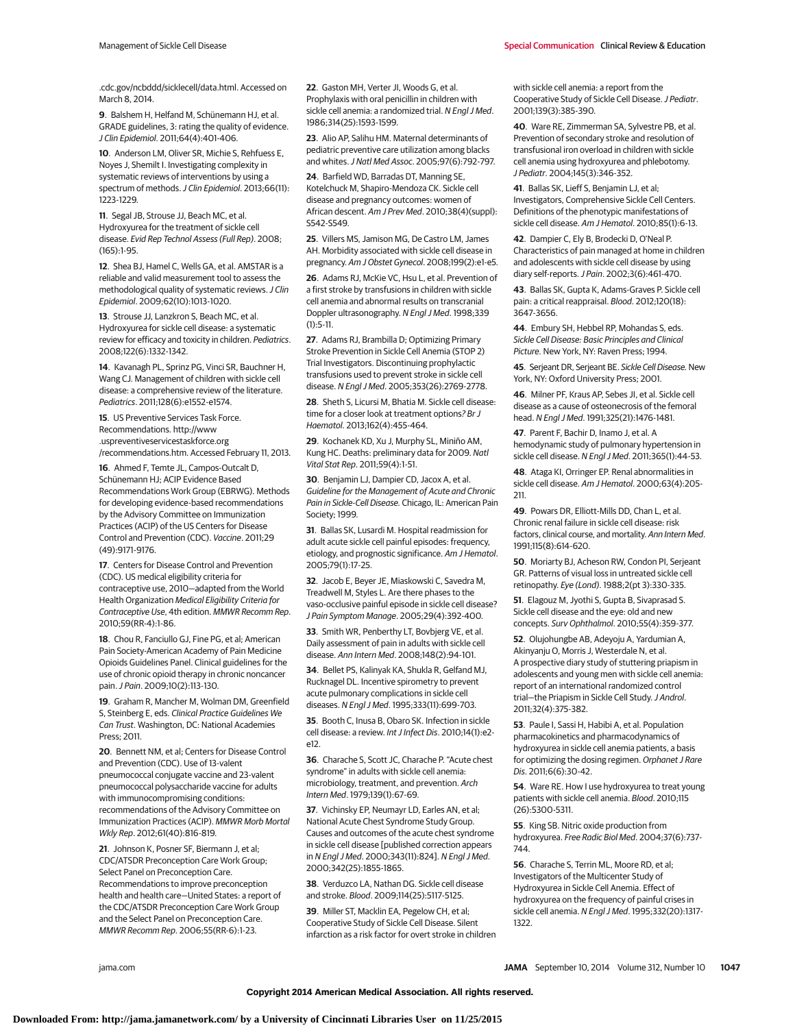.cdc.gov/ncbddd/sicklecell/data.html. Accessed on March 8, 2014.

9. Balshem H, Helfand M, Schünemann HJ, et al. GRADE guidelines, 3: rating the quality of evidence. *J Clin Epidemiol*. 2011;64(4):401-406.

10. Anderson LM, Oliver SR, Michie S, Rehfuess E, Noyes J, Shemilt I. Investigating complexity in systematic reviews of interventions by using a spectrum of methods. *J Clin Epidemiol*. 2013;66(11):1223-1229.

11. Segal JB, Strouse JJ, Beach MC, et al. Hydroxyurea for the treatment of sickle cell disease. *Evid Rep Technol Assess (Full Rep)*. 2008;(165):1-95.

12. Shea BJ, Hamel C, Wells GA, et al. AMSTAR is a reliable and valid measurement tool to assess the methodological quality of systematic reviews. *J Clin Epidemiol*. 2009;62(10):1013-1020.

13. Strouse JJ, Lanzkron S, Beach MC, et al. Hydroxyurea for sickle cell disease: a systematic review for efficacy and toxicity in children. *Pediatrics*. 2008;122(6):1332-1342.

14. Kavanagh PL, Sprinz PG, Vinci SR, Bauchner H, Wang CJ. Management of children with sickle cell disease: a comprehensive review of the literature. *Pediatrics*. 2011;128(6):e1552-e1574.

15. US Preventive Services Task Force. Recommendations. http://www.uspreventiveservicestaskforce.org/recommendations.htm. Accessed February 11, 2013.

16. Ahmed F, Temte JL, Campos-Outcalt D, Schünemann HJ; ACIP Evidence Based Recommendations Work Group (EBRWG). Methods for developing evidence-based recommendations by the Advisory Committee on Immunization Practices (ACIP) of the US Centers for Disease Control and Prevention (CDC). *Vaccine*. 2011;29(49):9171-9176.

17. Centers for Disease Control and Prevention (CDC). US medical eligibility criteria for contraceptive use, 2010—adapted from the World Health Organization *Medical Eligibility Criteria for Contraceptive Use*, 4th edition. *MMWR Recomm Rep*. 2010;59(RR-4):1-86.

18. Chou R, Fanciullo GJ, Fine PG, et al; American Pain Society-American Academy of Pain Medicine Opioids Guidelines Panel. Clinical guidelines for the use of chronic opioid therapy in chronic noncancer pain. *J Pain*. 2009;10(2):113-130.

19. Graham R, Mancher M, Wolman DM, Greenfield S, Steinberg E, eds. *Clinical Practice Guidelines We Can Trust*. Washington, DC: National Academies Press; 2011.

20. Bennett NM, et al; Centers for Disease Control and Prevention (CDC). Use of 13-valent pneumococcal conjugate vaccine and 23-valent pneumococcal polysaccharide vaccine for adults with immunocompromising conditions: recommendations of the Advisory Committee on Immunization Practices (ACIP). *MMWR Morb Mortal Wkly Rep*. 2012;61(40):816-819.

21. Johnson K, Posner SF, Biermann J, et al; CDC/ATSDR Preconception Care Work Group; Select Panel on Preconception Care. Recommendations to improve preconception health and health care—United States: a report of the CDC/ATSDR Preconception Care Work Group and the Select Panel on Preconception Care. *MMWR Recomm Rep*. 2006;55(RR-6):1-23.

22. Gaston MH, Verter JI, Woods G, et al. Prophylaxis with oral penicillin in children with sickle cell anemia: a randomized trial. *N Engl J Med*. 1986;314(25):1593-1599.

23. Alio AP, Salihu HM. Maternal determinants of pediatric preventive care utilization among blacks and whites. *J Natl Med Assoc*. 2005;97(6):792-797.

24. Barfield WD, Barradas DT, Manning SE, Kotelchuck M, Shapiro-Mendoza CK. Sickle cell disease and pregnancy outcomes: women of African descent. *Am J Prev Med*. 2010;38(4)(suppl):S542-S549.

25. Villers MS, Jamison MG, De Castro LM, James AH. Morbidity associated with sickle cell disease in pregnancy. *Am J Obstet Gynecol*. 2008;199(2):e1-e5.

26. Adams RJ, McKie VC, Hsu L, et al. Prevention of a first stroke by transfusions in children with sickle cell anemia and abnormal results on transcranial Doppler ultrasonography. *N Engl J Med*. 1998;339(1):5-11.

27. Adams RJ, Brambilla D; Optimizing Primary Stroke Prevention in Sickle Cell Anemia (STOP 2) Trial Investigators. Discontinuing prophylactic transfusions used to prevent stroke in sickle cell disease. *N Engl J Med*. 2005;353(26):2769-2778.

28. Sheth S, Licursi M, Bhatia M. Sickle cell disease: time for a closer look at treatment options? *Br J Haematol*. 2013;162(4):455-464.

29. Kochanek KD, Xu J, Murphy SL, Miniño AM, Kung HC. Deaths: preliminary data for 2009. *Natl Vital Stat Rep*. 2011;59(4):1-51.

30. Benjamin LJ, Dampier CD, Jacox A, et al. *Guideline for the Management of Acute and Chronic Pain in Sickle-Cell Disease*. Chicago, IL: American Pain Society; 1999.

31. Ballas SK, Lusardi M. Hospital readmission for adult acute sickle cell painful episodes: frequency, etiology, and prognostic significance. *Am J Hematol*. 2005;79(1):17-25.

32. Jacob E, Beyer JE, Miaskowski C, Savedra M, Treadwell M, Styles L. Are there phases to the vaso-occlusive painful episode in sickle cell disease? *J Pain Symptom Manage*. 2005;29(4):392-400.

33. Smith WR, Penberthy LT, Bovbjerg VE, et al. Daily assessment of pain in adults with sickle cell disease. *Ann Intern Med*. 2008;148(2):94-101.

34. Bellet PS, Kalinyak KA, Shukla R, Gelfand MJ, Rucknagel DL. Incentive spirometry to prevent acute pulmonary complications in sickle cell diseases. *N Engl J Med*. 1995;333(11):699-703.

35. Booth C, Inusa B, Obaro SK. Infection in sickle cell disease: a review. *Int J Infect Dis*. 2010;14(1):e2-e12.

36. Charache S, Scott JC, Charache P. "Acute chest syndrome" in adults with sickle cell anemia: microbiology, treatment, and prevention. *Arch Intern Med*. 1979;139(1):67-69.

37. Vichinsky EP, Neumayr LD, Earles AN, et al; National Acute Chest Syndrome Study Group. Causes and outcomes of the acute chest syndrome in sickle cell disease [published correction appears in *N Engl J Med*. 2000;343(11):824]. *N Engl J Med*. 2000;342(25):1855-1865.

38. Verduzco LA, Nathan DG. Sickle cell disease and stroke. *Blood*. 2009;114(25):5117-5125.

39. Miller ST, Macklin EA, Pegelow CH, et al; Cooperative Study of Sickle Cell Disease. Silent infarction as a risk factor for overt stroke in children with sickle cell anemia: a report from the Cooperative Study of Sickle Cell Disease. *J Pediatr*. 2001;139(3):385-390.

40. Ware RE, Zimmerman SA, Sylvestre PB, et al. Prevention of secondary stroke and resolution of transfusional iron overload in children with sickle cell anemia using hydroxyurea and phlebotomy. *J Pediatr*. 2004;145(3):346-352.

41. Ballas SK, Lieff S, Benjamin LJ, et al; Investigators, Comprehensive Sickle Cell Centers. Definitions of the phenotypic manifestations of sickle cell disease. *Am J Hematol*. 2010;85(1):6-13.

42. Dampier C, Ely B, Brodecki D, O'Neal P. Characteristics of pain managed at home in children and adolescents with sickle cell disease by using diary self-reports. *J Pain*. 2002;3(6):461-470.

43. Ballas SK, Gupta K, Adams-Graves P. Sickle cell pain: a critical reappraisal. *Blood*. 2012;120(18):3647-3656.

44. Embury SH, Hebbel RP, Mohandas S, eds. *Sickle Cell Disease: Basic Principles and Clinical Picture*. New York, NY: Raven Press; 1994.

45. Serjeant DR, Serjeant BE. *Sickle Cell Disease*. New York, NY: Oxford University Press; 2001.

46. Milner PF, Kraus AP, Sebes JI, et al. Sickle cell disease as a cause of osteonecrosis of the femoral head. *N Engl J Med*. 1991;325(21):1476-1481.

47. Parent F, Bachir D, Inamo J, et al. A hemodynamic study of pulmonary hypertension in sickle cell disease. *N Engl J Med*. 2011;365(1):44-53.

48. Ataga KI, Orringer EP. Renal abnormalities in sickle cell disease. *Am J Hematol*. 2000;63(4):205-211.

49. Powars DR, Elliott-Mills DD, Chan L, et al. Chronic renal failure in sickle cell disease: risk factors, clinical course, and mortality. *Ann Intern Med*. 1991;115(8):614-620.

50. Moriarty BJ, Acheson RW, Condon PI, Serjeant GR. Patterns of visual loss in untreated sickle cell retinopathy. *Eye (Lond)*. 1988;2(pt 3):330-335.

51. Elagouz M, Jyothi S, Gupta B, Sivaprasad S. Sickle cell disease and the eye: old and new concepts. *Surv Ophthalmol*. 2010;55(4):359-377.

52. Olujohungbe AB, Adeyoju A, Yardumian A, Akinyanju O, Morris J, Westerdale N, et al. A prospective diary study of stuttering priapism in adolescents and young men with sickle cell anemia: report of an international randomized control trial—the Priapism in Sickle Cell Study. *J Androl*. 2011;32(4):375-382.

53. Paule I, Sassi H, Habibi A, et al. Population pharmacokinetics and pharmacodynamics of hydroxyurea in sickle cell anemia patients, a basis for optimizing the dosing regimen. *Orphanet J Rare Dis*. 2011;6(6):30-42.

54. Ware RE. How I use hydroxyurea to treat young patients with sickle cell anemia. *Blood*. 2010;115(26):5300-5311.

55. King SB. Nitric oxide production from hydroxyurea. *Free Radic Biol Med*. 2004;37(6):737-744.

56. Charache S, Terrin ML, Moore RD, et al; Investigators of the Multicenter Study of Hydroxyurea in Sickle Cell Anemia. Effect of hydroxyurea on the frequency of painful crises in sickle cell anemia. *N Engl J Med*. 1995;332(20):1317-1322.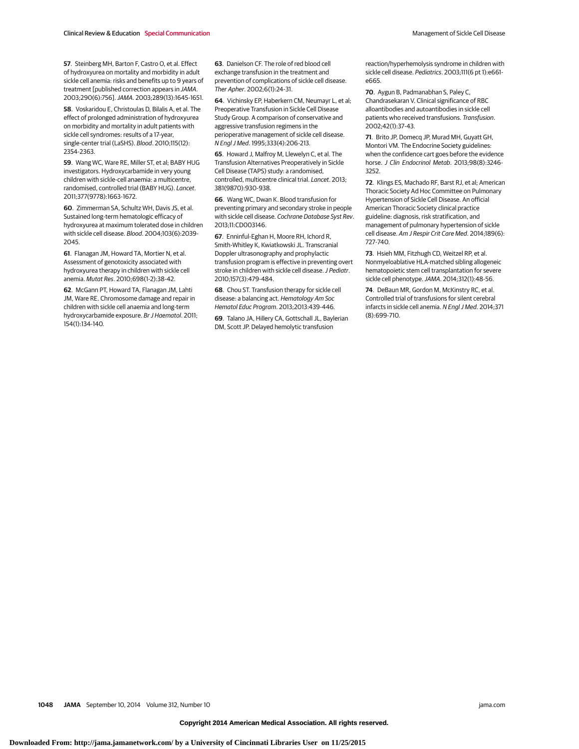57. Steinberg MH, Barton F, Castro O, et al. Effect of hydroxyurea on mortality and morbidity in adult sickle cell anemia: risks and benefits up to 9 years of treatment [published correction appears in *JAMA*. 2003;290(6):756]. *JAMA*. 2003;289(13):1645-1651.

58. Voskaridou E, Christoulas D, Bilalis A, et al. The effect of prolonged administration of hydroxyurea on morbidity and mortality in adult patients with sickle cell syndromes: results of a 17-year, single-center trial (LaSHS). *Blood*. 2010;115(12):2354-2363.

59. Wang WC, Ware RE, Miller ST, et al; BABY HUG investigators. Hydroxycarbamide in very young children with sickle-cell anaemia: a multicentre, randomised, controlled trial (BABY HUG). *Lancet*. 2011;377(9778):1663-1672.

60. Zimmerman SA, Schultz WH, Davis JS, et al. Sustained long-term hematologic efficacy of hydroxyurea at maximum tolerated dose in children with sickle cell disease. *Blood*. 2004;103(6):2039-2045.

61. Flanagan JM, Howard TA, Mortier N, et al. Assessment of genotoxicity associated with hydroxyurea therapy in children with sickle cell anemia. *Mutat Res*. 2010;698(1-2):38-42.

62. McGann PT, Howard TA, Flanagan JM, Lahti JM, Ware RE. Chromosome damage and repair in children with sickle cell anaemia and long-term hydroxycarbamide exposure. *Br J Haematol*. 2011;154(1):134-140.

63. Danielson CF. The role of red blood cell exchange transfusion in the treatment and prevention of complications of sickle cell disease. *Ther Apher*. 2002;6(1):24-31.

64. Vichinsky EP, Haberkern CM, Neumayr L, et al; Preoperative Transfusion in Sickle Cell Disease Study Group. A comparison of conservative and aggressive transfusion regimens in the perioperative management of sickle cell disease. *N Engl J Med*. 1995;333(4):206-213.

65. Howard J, Malfroy M, Llewelyn C, et al. The Transfusion Alternatives Preoperatively in Sickle Cell Disease (TAPS) study: a randomised, controlled, multicentre clinical trial. *Lancet*. 2013;381(9870):930-938.

66. Wang WC, Dwan K. Blood transfusion for preventing primary and secondary stroke in people with sickle cell disease. *Cochrane Database Syst Rev*. 2013;11:CD003146.

67. Enninful-Eghan H, Moore RH, Ichord R, Smith-Whitley K, Kwiatkowski JL. Transcranial Doppler ultrasonography and prophylactic transfusion program is effective in preventing overt stroke in children with sickle cell disease. *J Pediatr*. 2010;157(3):479-484.

68. Chou ST. Transfusion therapy for sickle cell disease: a balancing act. *Hematology Am Soc Hematol Educ Program*. 2013;2013:439-446.

69. Talano JA, Hillery CA, Gottschall JL, Baylerian DM, Scott JP. Delayed hemolytic transfusion reaction/hyperhemolysis syndrome in children with sickle cell disease. *Pediatrics*. 2003;111(6 pt 1):e661-e665.

70. Aygun B, Padmanabhan S, Paley C, Chandrasekaran V. Clinical significance of RBC alloantibodies and autoantibodies in sickle cell patients who received transfusions. *Transfusion*. 2002;42(1):37-43.

71. Brito JP, Domecq JP, Murad MH, Guyatt GH, Montori VM. The Endocrine Society guidelines: when the confidence cart goes before the evidence horse. *J Clin Endocrinol Metab*. 2013;98(8):3246-3252.

72. Klings ES, Machado RF, Barst RJ, et al; American Thoracic Society Ad Hoc Committee on Pulmonary Hypertension of Sickle Cell Disease. An official American Thoracic Society clinical practice guideline: diagnosis, risk stratification, and management of pulmonary hypertension of sickle cell disease. *Am J Respir Crit Care Med*. 2014;189(6):727-740.

73. Hsieh MM, Fitzhugh CD, Weitzel RP, et al. Nonmyeloablative HLA-matched sibling allogeneic hematopoietic stem cell transplantation for severe sickle cell phenotype. *JAMA*. 2014;312(1):48-56.

74. DeBaun MR, Gordon M, McKinstry RC, et al. Controlled trial of transfusions for silent cerebral infarcts in sickle cell anemia. *N Engl J Med*. 2014;371(8):699-710.